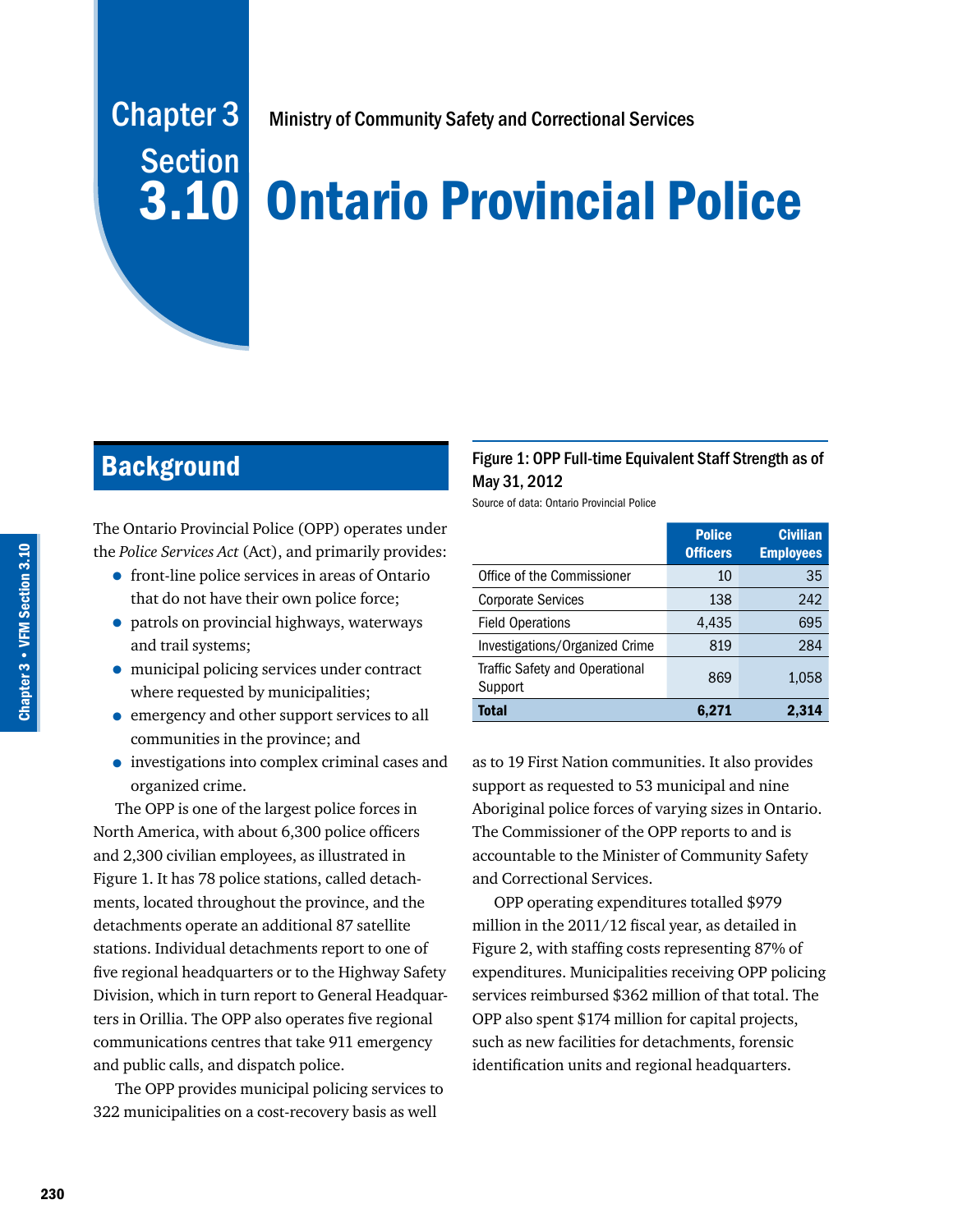Chapter 3 Section 3.10

Ministry of Community Safety and Correctional Services

# Ontario Provincial Police

## Background

The Ontario Provincial Police (OPP) operates under the *Police Services Act* (Act), and primarily provides:

- front-line police services in areas of Ontario that do not have their own police force;
- patrols on provincial highways, waterways and trail systems;
- municipal policing services under contract where requested by municipalities;
- emergency and other support services to all communities in the province; and
- investigations into complex criminal cases and organized crime.

The OPP is one of the largest police forces in North America, with about 6,300 police officers and 2,300 civilian employees, as illustrated in Figure 1. It has 78 police stations, called detachments, located throughout the province, and the detachments operate an additional 87 satellite stations. Individual detachments report to one of five regional headquarters or to the Highway Safety Division, which in turn report to General Headquarters in Orillia. The OPP also operates five regional communications centres that take 911 emergency and public calls, and dispatch police.

The OPP provides municipal policing services to 322 municipalities on a cost-recovery basis as well as to 19 First Nation communities. It also provides support as requested to 53 municipal and nine Aboriginal police forces of varying sizes in Ontario. The Commissioner of the OPP reports to and is accountable to the Minister of Community Safety and Correctional Services.

OPP operating expenditures totalled $979 million in the 2011/12 fiscal year, as detailed in Figure 2, with staffing costs representing 87% of expenditures. Municipalities receiving OPP policing services reimbursed $362 million of that total. The OPP also spent $174 million for capital projects, such as new facilities for detachments, forensic identification units and regional headquarters.

**Figure 1: OPP Full-time Equivalent Staff Strength as of May 31, 2012**
Source of data: Ontario Provincial Police

| | Police Officers | Civilian Employees |
|---|---|---|
| Office of the Commissioner | 10 | 35 |
| Corporate Services | 138 | 242 |
| Field Operations | 4,435 | 695 |
| Investigations/Organized Crime | 819 | 284 |
| Traffic Safety and Operational Support | 869 | 1,058 |
| **Total** | **6,271** | **2,314** |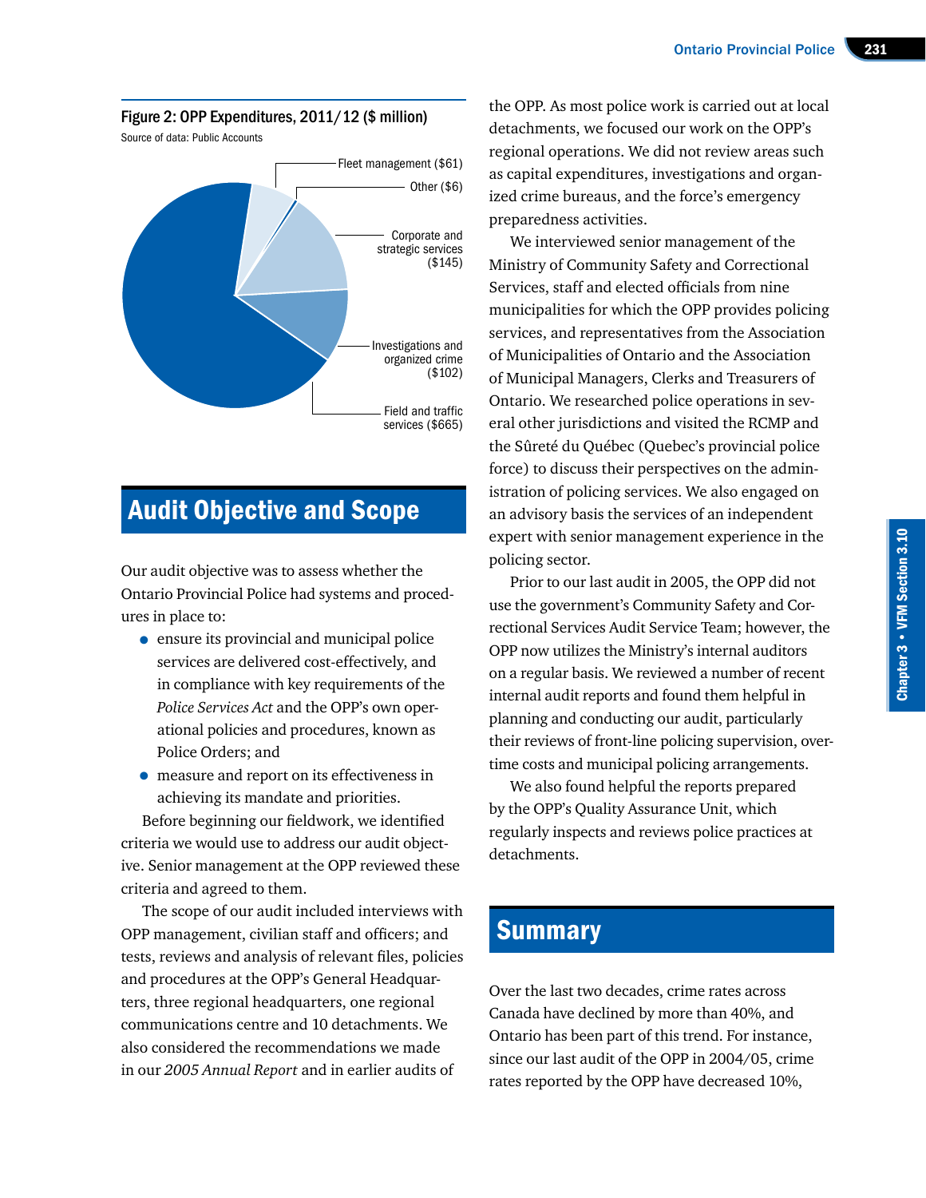Figure 2: OPP Expenditures, 2011/12 ($ million)

Source of data: Public Accounts

Fleet management ($61)
Other ($6)
Corporate and strategic services ($145)
Investigations and organized crime ($102)
Field and traffic services ($665)

## Audit Objective and Scope

Our audit objective was to assess whether the Ontario Provincial Police had systems and procedures in place to:

- ensure its provincial and municipal police services are delivered cost-effectively, and in compliance with key requirements of the *Police Services Act* and the OPP's own operational policies and procedures, known as Police Orders; and
- measure and report on its effectiveness in achieving its mandate and priorities.

Before beginning our fieldwork, we identified criteria we would use to address our audit objective. Senior management at the OPP reviewed these criteria and agreed to them.

The scope of our audit included interviews with OPP management, civilian staff and officers; and tests, reviews and analysis of relevant files, policies and procedures at the OPP's General Headquarters, three regional headquarters, one regional communications centre and 10 detachments. We also considered the recommendations we made in our *2005 Annual Report* and in earlier audits of the OPP. As most police work is carried out at local detachments, we focused our work on the OPP's regional operations. We did not review areas such as capital expenditures, investigations and organized crime bureaus, and the force's emergency preparedness activities.

We interviewed senior management of the Ministry of Community Safety and Correctional Services, staff and elected officials from nine municipalities for which the OPP provides policing services, and representatives from the Association of Municipalities of Ontario and the Association of Municipal Managers, Clerks and Treasurers of Ontario. We researched police operations in several other jurisdictions and visited the RCMP and the Sûreté du Québec (Quebec's provincial police force) to discuss their perspectives on the administration of policing services. We also engaged on an advisory basis the services of an independent expert with senior management experience in the policing sector.

Prior to our last audit in 2005, the OPP did not use the government's Community Safety and Correctional Services Audit Service Team; however, the OPP now utilizes the Ministry's internal auditors on a regular basis. We reviewed a number of recent internal audit reports and found them helpful in planning and conducting our audit, particularly their reviews of front-line policing supervision, overtime costs and municipal policing arrangements.

We also found helpful the reports prepared by the OPP's Quality Assurance Unit, which regularly inspects and reviews police practices at detachments.

## Summary

Over the last two decades, crime rates across Canada have declined by more than 40%, and Ontario has been part of this trend. For instance, since our last audit of the OPP in 2004/05, crime rates reported by the OPP have decreased 10%,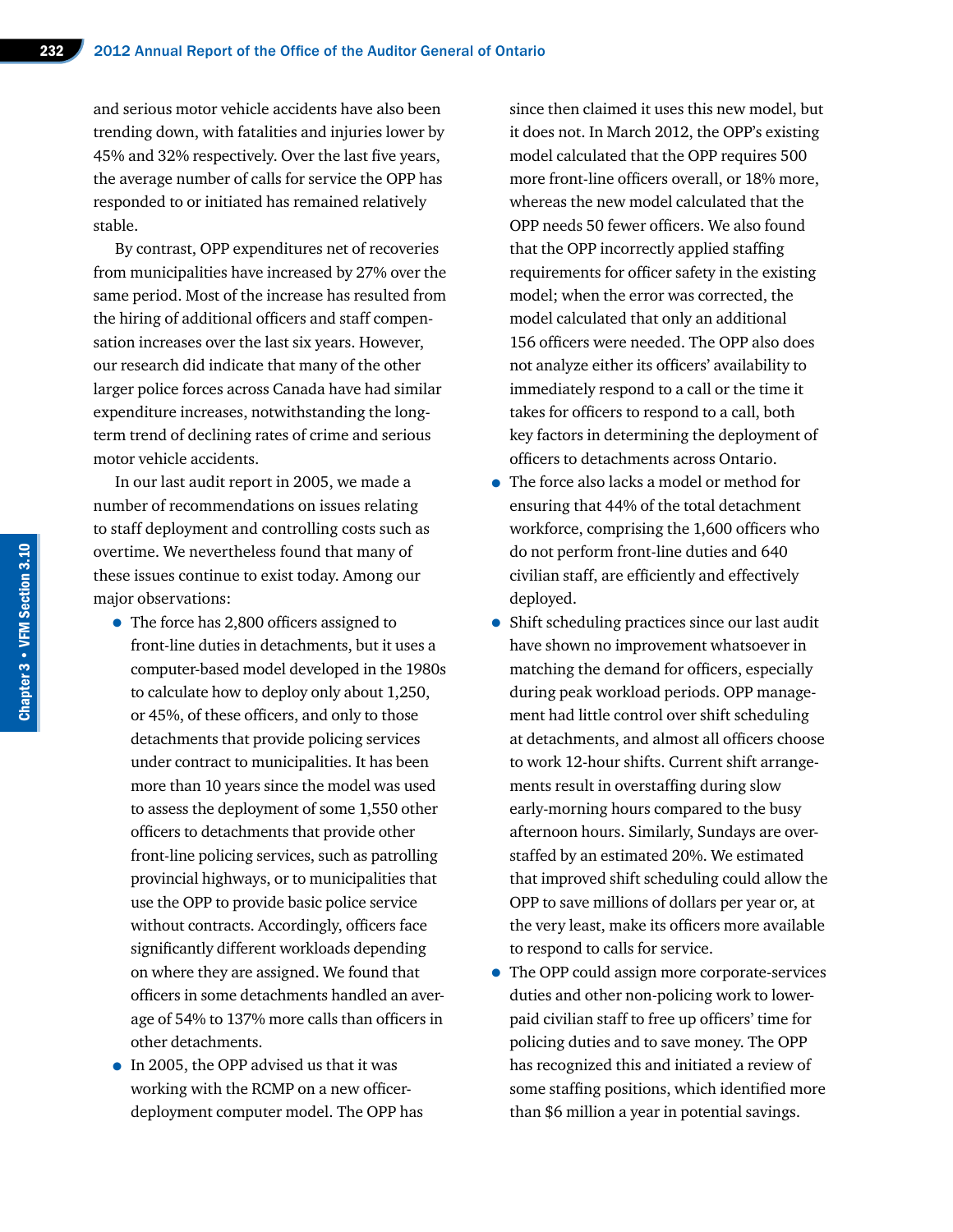and serious motor vehicle accidents have also been trending down, with fatalities and injuries lower by 45% and 32% respectively. Over the last five years, the average number of calls for service the OPP has responded to or initiated has remained relatively stable.

By contrast, OPP expenditures net of recoveries from municipalities have increased by 27% over the same period. Most of the increase has resulted from the hiring of additional officers and staff compensation increases over the last six years. However, our research did indicate that many of the other larger police forces across Canada have had similar expenditure increases, notwithstanding the long-term trend of declining rates of crime and serious motor vehicle accidents.

In our last audit report in 2005, we made a number of recommendations on issues relating to staff deployment and controlling costs such as overtime. We nevertheless found that many of these issues continue to exist today. Among our major observations:

- The force has 2,800 officers assigned to front-line duties in detachments, but it uses a computer-based model developed in the 1980s to calculate how to deploy only about 1,250, or 45%, of these officers, and only to those detachments that provide policing services under contract to municipalities. It has been more than 10 years since the model was used to assess the deployment of some 1,550 other officers to detachments that provide other front-line policing services, such as patrolling provincial highways, or to municipalities that use the OPP to provide basic police service without contracts. Accordingly, officers face significantly different workloads depending on where they are assigned. We found that officers in some detachments handled an average of 54% to 137% more calls than officers in other detachments.
- In 2005, the OPP advised us that it was working with the RCMP on a new officer-deployment computer model. The OPP has since then claimed it uses this new model, but it does not. In March 2012, the OPP's existing model calculated that the OPP requires 500 more front-line officers overall, or 18% more, whereas the new model calculated that the OPP needs 50 fewer officers. We also found that the OPP incorrectly applied staffing requirements for officer safety in the existing model; when the error was corrected, the model calculated that only an additional 156 officers were needed. The OPP also does not analyze either its officers' availability to immediately respond to a call or the time it takes for officers to respond to a call, both key factors in determining the deployment of officers to detachments across Ontario.
- The force also lacks a model or method for ensuring that 44% of the total detachment workforce, comprising the 1,600 officers who do not perform front-line duties and 640 civilian staff, are efficiently and effectively deployed.
- Shift scheduling practices since our last audit have shown no improvement whatsoever in matching the demand for officers, especially during peak workload periods. OPP management had little control over shift scheduling at detachments, and almost all officers choose to work 12-hour shifts. Current shift arrangements result in overstaffing during slow early-morning hours compared to the busy afternoon hours. Similarly, Sundays are overstaffed by an estimated 20%. We estimated that improved shift scheduling could allow the OPP to save millions of dollars per year or, at the very least, make its officers more available to respond to calls for service.
- The OPP could assign more corporate-services duties and other non-policing work to lower-paid civilian staff to free up officers' time for policing duties and to save money. The OPP has recognized this and initiated a review of some staffing positions, which identified more than $6 million a year in potential savings.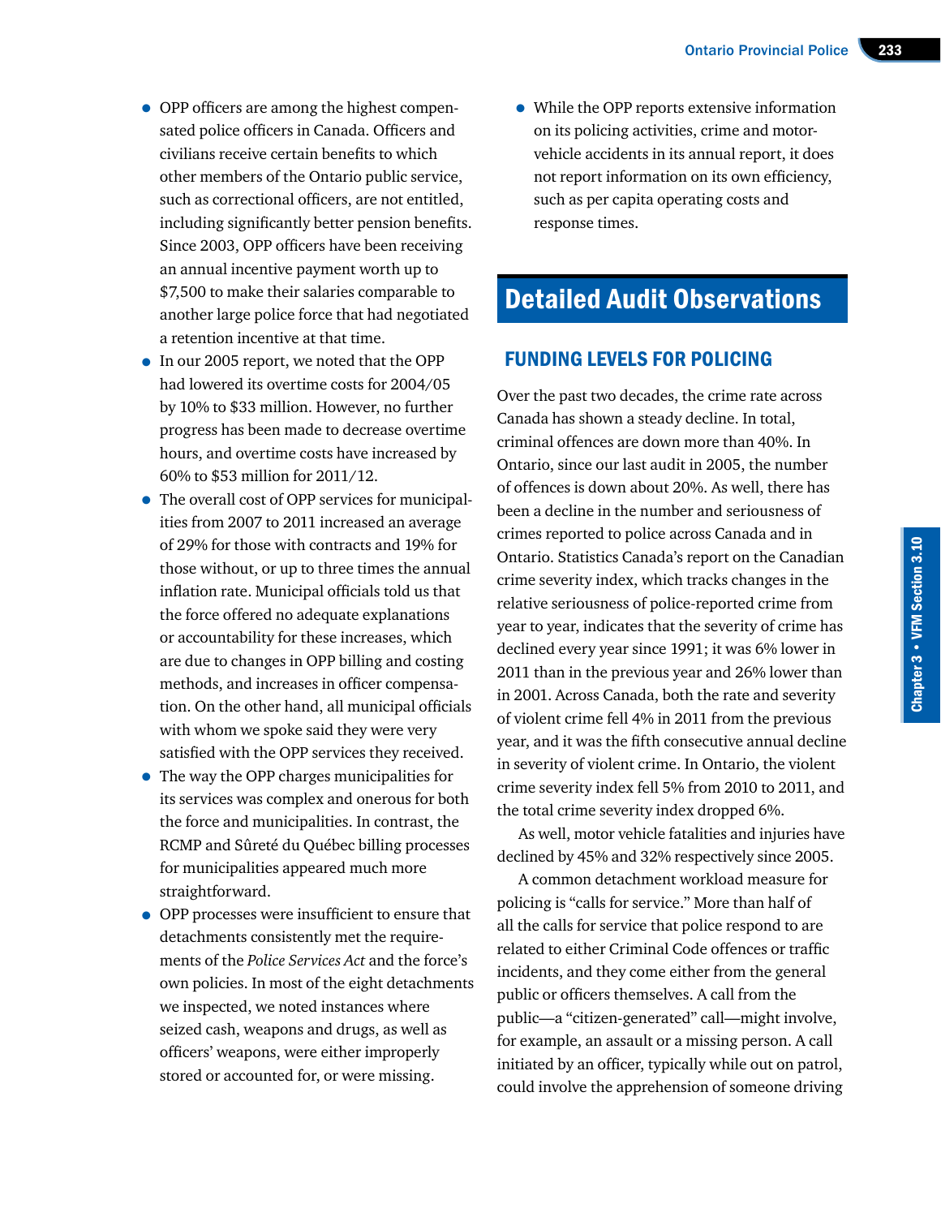- OPP officers are among the highest compensated police officers in Canada. Officers and civilians receive certain benefits to which other members of the Ontario public service, such as correctional officers, are not entitled, including significantly better pension benefits. Since 2003, OPP officers have been receiving an annual incentive payment worth up to $7,500 to make their salaries comparable to another large police force that had negotiated a retention incentive at that time.
- In our 2005 report, we noted that the OPP had lowered its overtime costs for 2004/05 by 10% to $33 million. However, no further progress has been made to decrease overtime hours, and overtime costs have increased by 60% to $53 million for 2011/12.
- The overall cost of OPP services for municipalities from 2007 to 2011 increased an average of 29% for those with contracts and 19% for those without, or up to three times the annual inflation rate. Municipal officials told us that the force offered no adequate explanations or accountability for these increases, which are due to changes in OPP billing and costing methods, and increases in officer compensation. On the other hand, all municipal officials with whom we spoke said they were very satisfied with the OPP services they received.
- The way the OPP charges municipalities for its services was complex and onerous for both the force and municipalities. In contrast, the RCMP and Sûreté du Québec billing processes for municipalities appeared much more straightforward.
- OPP processes were insufficient to ensure that detachments consistently met the requirements of the *Police Services Act* and the force's own policies. In most of the eight detachments we inspected, we noted instances where seized cash, weapons and drugs, as well as officers' weapons, were either improperly stored or accounted for, or were missing.
- While the OPP reports extensive information on its policing activities, crime and motor-vehicle accidents in its annual report, it does not report information on its own efficiency, such as per capita operating costs and response times.

# Detailed Audit Observations

## FUNDING LEVELS FOR POLICING

Over the past two decades, the crime rate across Canada has shown a steady decline. In total, criminal offences are down more than 40%. In Ontario, since our last audit in 2005, the number of offences is down about 20%. As well, there has been a decline in the number and seriousness of crimes reported to police across Canada and in Ontario. Statistics Canada's report on the Canadian crime severity index, which tracks changes in the relative seriousness of police-reported crime from year to year, indicates that the severity of crime has declined every year since 1991; it was 6% lower in 2011 than in the previous year and 26% lower than in 2001. Across Canada, both the rate and severity of violent crime fell 4% in 2011 from the previous year, and it was the fifth consecutive annual decline in severity of violent crime. In Ontario, the violent crime severity index fell 5% from 2010 to 2011, and the total crime severity index dropped 6%.

As well, motor vehicle fatalities and injuries have declined by 45% and 32% respectively since 2005.

A common detachment workload measure for policing is "calls for service." More than half of all the calls for service that police respond to are related to either Criminal Code offences or traffic incidents, and they come either from the general public or officers themselves. A call from the public—a "citizen-generated" call—might involve, for example, an assault or a missing person. A call initiated by an officer, typically while out on patrol, could involve the apprehension of someone driving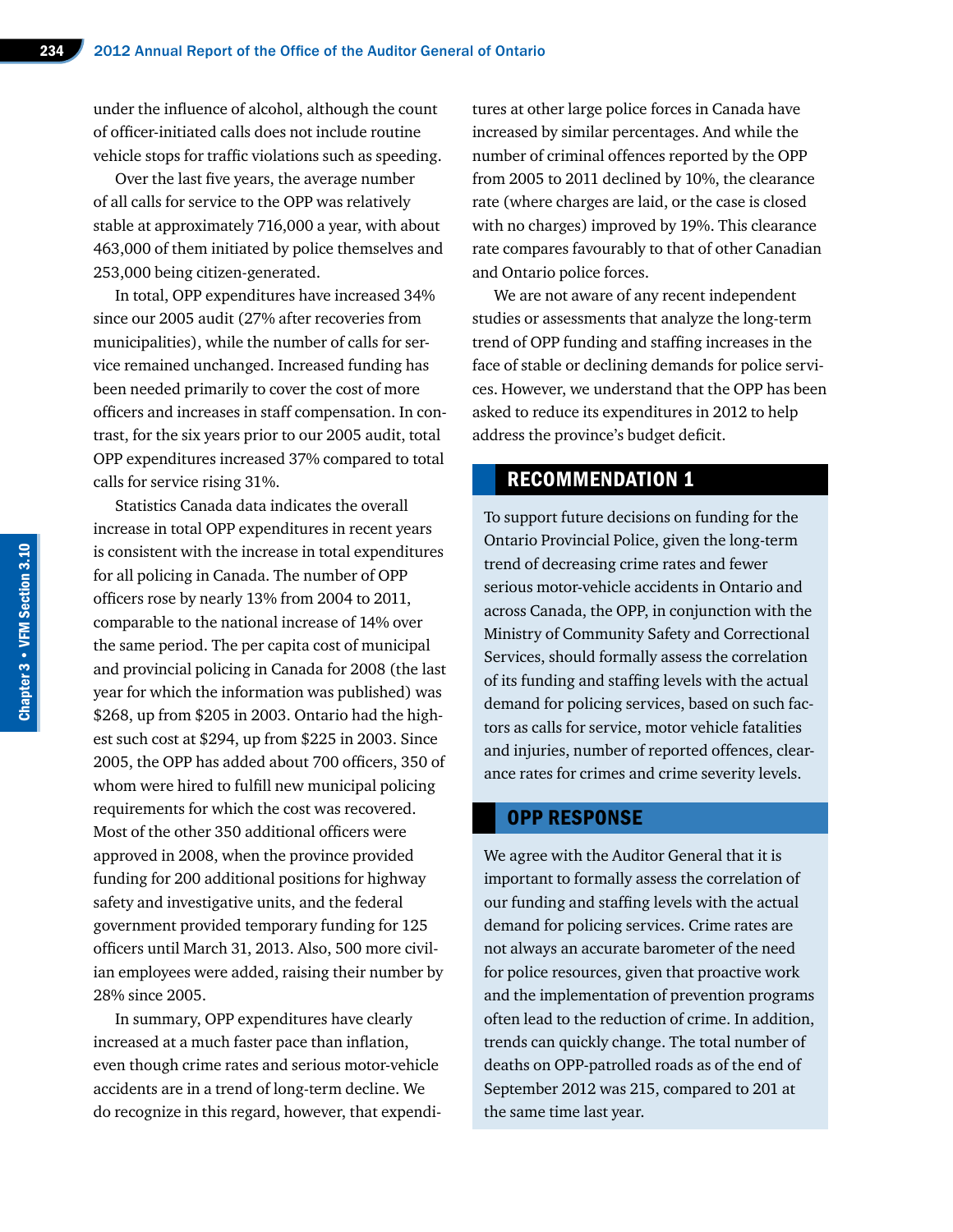under the influence of alcohol, although the count of officer-initiated calls does not include routine vehicle stops for traffic violations such as speeding.

Over the last five years, the average number of all calls for service to the OPP was relatively stable at approximately 716,000 a year, with about 463,000 of them initiated by police themselves and 253,000 being citizen-generated.

In total, OPP expenditures have increased 34% since our 2005 audit (27% after recoveries from municipalities), while the number of calls for service remained unchanged. Increased funding has been needed primarily to cover the cost of more officers and increases in staff compensation. In contrast, for the six years prior to our 2005 audit, total OPP expenditures increased 37% compared to total calls for service rising 31%.

Statistics Canada data indicates the overall increase in total OPP expenditures in recent years is consistent with the increase in total expenditures for all policing in Canada. The number of OPP officers rose by nearly 13% from 2004 to 2011, comparable to the national increase of 14% over the same period. The per capita cost of municipal and provincial policing in Canada for 2008 (the last year for which the information was published) was $268, up from $205 in 2003. Ontario had the highest such cost at $294, up from $225 in 2003. Since 2005, the OPP has added about 700 officers, 350 of whom were hired to fulfill new municipal policing requirements for which the cost was recovered. Most of the other 350 additional officers were approved in 2008, when the province provided funding for 200 additional positions for highway safety and investigative units, and the federal government provided temporary funding for 125 officers until March 31, 2013. Also, 500 more civilian employees were added, raising their number by 28% since 2005.

In summary, OPP expenditures have clearly increased at a much faster pace than inflation, even though crime rates and serious motor-vehicle accidents are in a trend of long-term decline. We do recognize in this regard, however, that expenditures at other large police forces in Canada have increased by similar percentages. And while the number of criminal offences reported by the OPP from 2005 to 2011 declined by 10%, the clearance rate (where charges are laid, or the case is closed with no charges) improved by 19%. This clearance rate compares favourably to that of other Canadian and Ontario police forces.

We are not aware of any recent independent studies or assessments that analyze the long-term trend of OPP funding and staffing increases in the face of stable or declining demands for police services. However, we understand that the OPP has been asked to reduce its expenditures in 2012 to help address the province's budget deficit.

## RECOMMENDATION 1

To support future decisions on funding for the Ontario Provincial Police, given the long-term trend of decreasing crime rates and fewer serious motor-vehicle accidents in Ontario and across Canada, the OPP, in conjunction with the Ministry of Community Safety and Correctional Services, should formally assess the correlation of its funding and staffing levels with the actual demand for policing services, based on such factors as calls for service, motor vehicle fatalities and injuries, number of reported offences, clearance rates for crimes and crime severity levels.

## OPP RESPONSE

We agree with the Auditor General that it is important to formally assess the correlation of our funding and staffing levels with the actual demand for policing services. Crime rates are not always an accurate barometer of the need for police resources, given that proactive work and the implementation of prevention programs often lead to the reduction of crime. In addition, trends can quickly change. The total number of deaths on OPP-patrolled roads as of the end of September 2012 was 215, compared to 201 at the same time last year.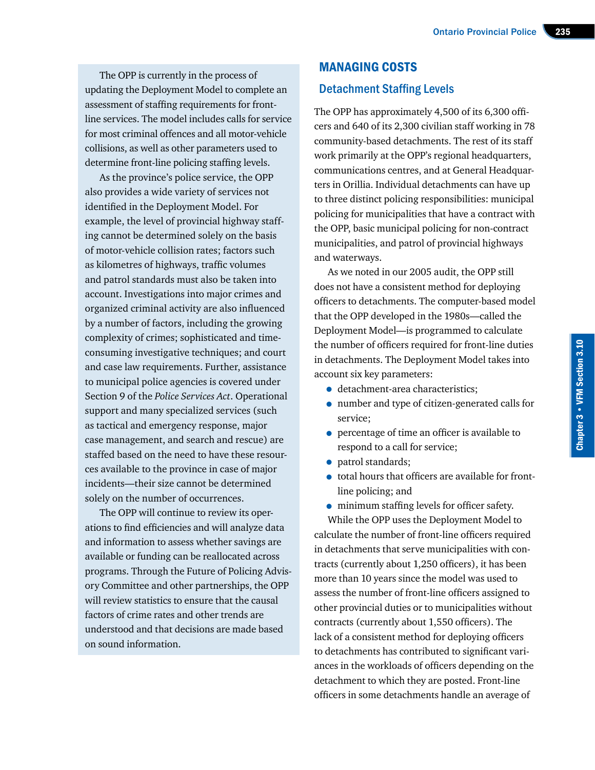The OPP is currently in the process of updating the Deployment Model to complete an assessment of staffing requirements for front-line services. The model includes calls for service for most criminal offences and all motor-vehicle collisions, as well as other parameters used to determine front-line policing staffing levels.

As the province's police service, the OPP also provides a wide variety of services not identified in the Deployment Model. For example, the level of provincial highway staffing cannot be determined solely on the basis of motor-vehicle collision rates; factors such as kilometres of highways, traffic volumes and patrol standards must also be taken into account. Investigations into major crimes and organized criminal activity are also influenced by a number of factors, including the growing complexity of crimes; sophisticated and time-consuming investigative techniques; and court and case law requirements. Further, assistance to municipal police agencies is covered under Section 9 of the *Police Services Act*. Operational support and many specialized services (such as tactical and emergency response, major case management, and search and rescue) are staffed based on the need to have these resources available to the province in case of major incidents—their size cannot be determined solely on the number of occurrences.

The OPP will continue to review its operations to find efficiencies and will analyze data and information to assess whether savings are available or funding can be reallocated across programs. Through the Future of Policing Advisory Committee and other partnerships, the OPP will review statistics to ensure that the causal factors of crime rates and other trends are understood and that decisions are made based on sound information.

## MANAGING COSTS

### Detachment Staffing Levels

The OPP has approximately 4,500 of its 6,300 officers and 640 of its 2,300 civilian staff working in 78 community-based detachments. The rest of its staff work primarily at the OPP's regional headquarters, communications centres, and at General Headquarters in Orillia. Individual detachments can have up to three distinct policing responsibilities: municipal policing for municipalities that have a contract with the OPP, basic municipal policing for non-contract municipalities, and patrol of provincial highways and waterways.

As we noted in our 2005 audit, the OPP still does not have a consistent method for deploying officers to detachments. The computer-based model that the OPP developed in the 1980s—called the Deployment Model—is programmed to calculate the number of officers required for front-line duties in detachments. The Deployment Model takes into account six key parameters:

- detachment-area characteristics;
- number and type of citizen-generated calls for service;
- percentage of time an officer is available to respond to a call for service;
- patrol standards;
- total hours that officers are available for front-line policing; and
- minimum staffing levels for officer safety.

While the OPP uses the Deployment Model to calculate the number of front-line officers required in detachments that serve municipalities with contracts (currently about 1,250 officers), it has been more than 10 years since the model was used to assess the number of front-line officers assigned to other provincial duties or to municipalities without contracts (currently about 1,550 officers). The lack of a consistent method for deploying officers to detachments has contributed to significant variances in the workloads of officers depending on the detachment to which they are posted. Front-line officers in some detachments handle an average of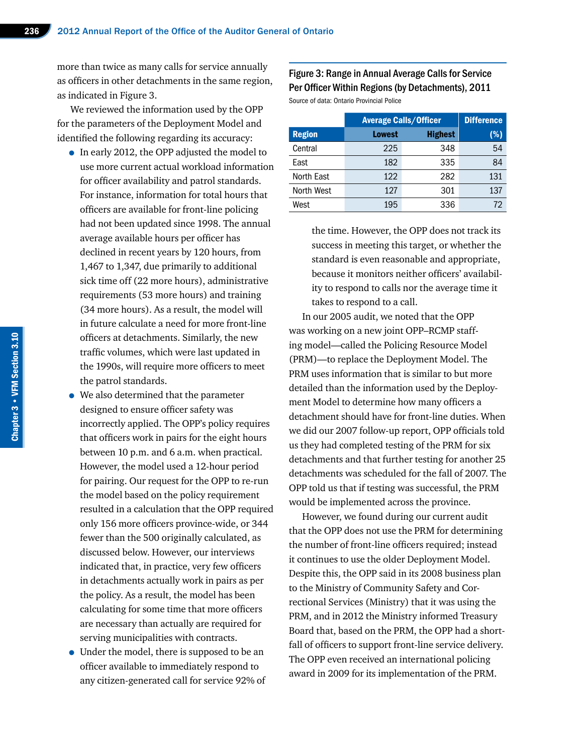more than twice as many calls for service annually as officers in other detachments in the same region, as indicated in Figure 3.

We reviewed the information used by the OPP for the parameters of the Deployment Model and identified the following regarding its accuracy:

- In early 2012, the OPP adjusted the model to use more current actual workload information for officer availability and patrol standards. For instance, information for total hours that officers are available for front-line policing had not been updated since 1998. The annual average available hours per officer has declined in recent years by 120 hours, from 1,467 to 1,347, due primarily to additional sick time off (22 more hours), administrative requirements (53 more hours) and training (34 more hours). As a result, the model will in future calculate a need for more front-line officers at detachments. Similarly, the new traffic volumes, which were last updated in the 1990s, will require more officers to meet the patrol standards.
- We also determined that the parameter designed to ensure officer safety was incorrectly applied. The OPP's policy requires that officers work in pairs for the eight hours between 10 p.m. and 6 a.m. when practical. However, the model used a 12-hour period for pairing. Our request for the OPP to re-run the model based on the policy requirement resulted in a calculation that the OPP required only 156 more officers province-wide, or 344 fewer than the 500 originally calculated, as discussed below. However, our interviews indicated that, in practice, very few officers in detachments actually work in pairs as per the policy. As a result, the model has been calculating for some time that more officers are necessary than actually are required for serving municipalities with contracts.
- Under the model, there is supposed to be an officer available to immediately respond to any citizen-generated call for service 92% of the time. However, the OPP does not track its success in meeting this target, or whether the standard is even reasonable and appropriate, because it monitors neither officers' availability to respond to calls nor the average time it takes to respond to a call.

**Figure 3: Range in Annual Average Calls for Service Per Officer Within Regions (by Detachments), 2011**

Source of data: Ontario Provincial Police

| | Average Calls/Officer | | Difference |
|---|---|---|---|
| **Region** | **Lowest** | **Highest** | **(%)** |
| Central | 225 | 348 | 54 |
| East | 182 | 335 | 84 |
| North East | 122 | 282 | 131 |
| North West | 127 | 301 | 137 |
| West | 195 | 336 | 72 |

In our 2005 audit, we noted that the OPP was working on a new joint OPP–RCMP staffing model—called the Policing Resource Model (PRM)—to replace the Deployment Model. The PRM uses information that is similar to but more detailed than the information used by the Deployment Model to determine how many officers a detachment should have for front-line duties. When we did our 2007 follow-up report, OPP officials told us they had completed testing of the PRM for six detachments and that further testing for another 25 detachments was scheduled for the fall of 2007. The OPP told us that if testing was successful, the PRM would be implemented across the province.

However, we found during our current audit that the OPP does not use the PRM for determining the number of front-line officers required; instead it continues to use the older Deployment Model. Despite this, the OPP said in its 2008 business plan to the Ministry of Community Safety and Correctional Services (Ministry) that it was using the PRM, and in 2012 the Ministry informed Treasury Board that, based on the PRM, the OPP had a shortfall of officers to support front-line service delivery. The OPP even received an international policing award in 2009 for its implementation of the PRM.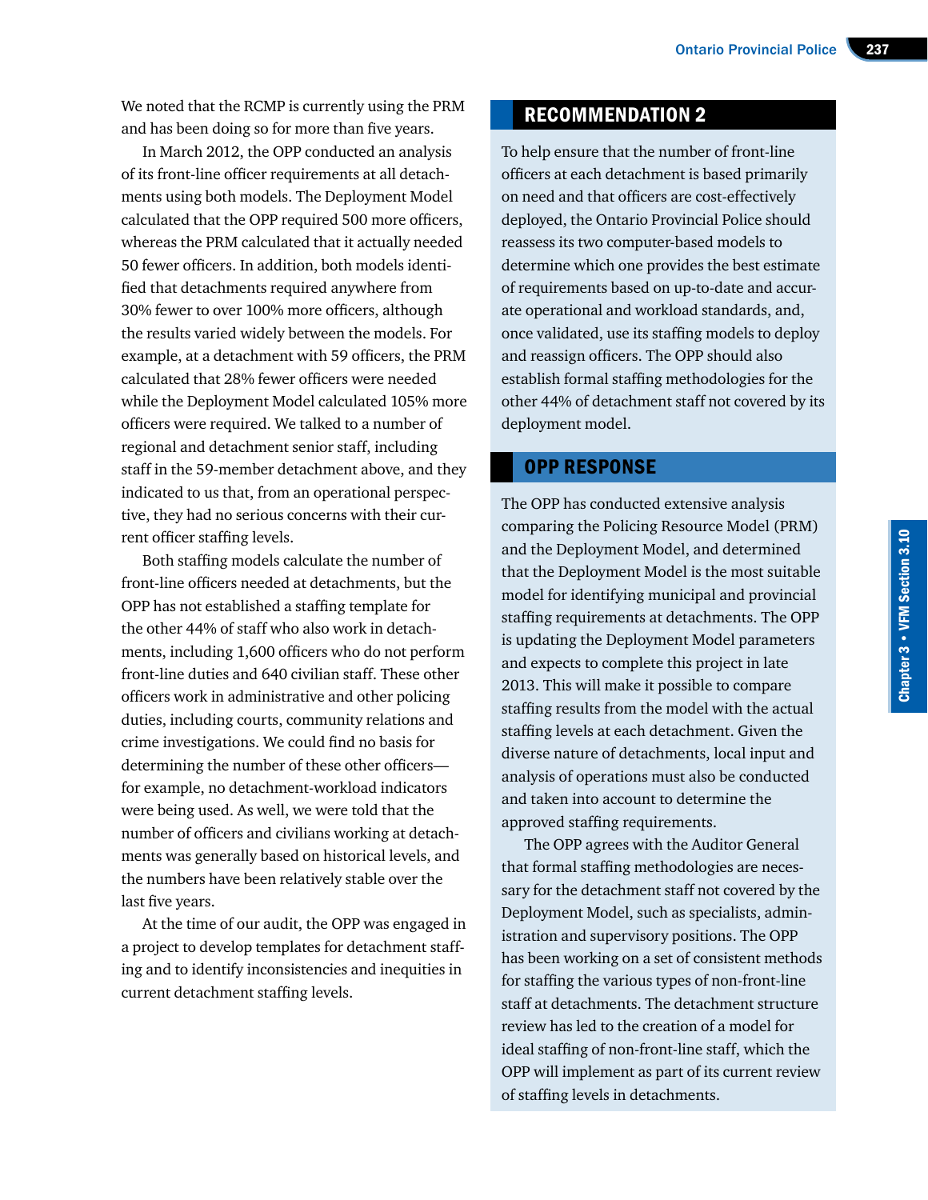We noted that the RCMP is currently using the PRM and has been doing so for more than five years.

In March 2012, the OPP conducted an analysis of its front-line officer requirements at all detachments using both models. The Deployment Model calculated that the OPP required 500 more officers, whereas the PRM calculated that it actually needed 50 fewer officers. In addition, both models identified that detachments required anywhere from 30% fewer to over 100% more officers, although the results varied widely between the models. For example, at a detachment with 59 officers, the PRM calculated that 28% fewer officers were needed while the Deployment Model calculated 105% more officers were required. We talked to a number of regional and detachment senior staff, including staff in the 59-member detachment above, and they indicated to us that, from an operational perspective, they had no serious concerns with their current officer staffing levels.

Both staffing models calculate the number of front-line officers needed at detachments, but the OPP has not established a staffing template for the other 44% of staff who also work in detachments, including 1,600 officers who do not perform front-line duties and 640 civilian staff. These other officers work in administrative and other policing duties, including courts, community relations and crime investigations. We could find no basis for determining the number of these other officers—for example, no detachment-workload indicators were being used. As well, we were told that the number of officers and civilians working at detachments was generally based on historical levels, and the numbers have been relatively stable over the last five years.

At the time of our audit, the OPP was engaged in a project to develop templates for detachment staffing and to identify inconsistencies and inequities in current detachment staffing levels.

## RECOMMENDATION 2

To help ensure that the number of front-line officers at each detachment is based primarily on need and that officers are cost-effectively deployed, the Ontario Provincial Police should reassess its two computer-based models to determine which one provides the best estimate of requirements based on up-to-date and accurate operational and workload standards, and, once validated, use its staffing models to deploy and reassign officers. The OPP should also establish formal staffing methodologies for the other 44% of detachment staff not covered by its deployment model.

## OPP RESPONSE

The OPP has conducted extensive analysis comparing the Policing Resource Model (PRM) and the Deployment Model, and determined that the Deployment Model is the most suitable model for identifying municipal and provincial staffing requirements at detachments. The OPP is updating the Deployment Model parameters and expects to complete this project in late 2013. This will make it possible to compare staffing results from the model with the actual staffing levels at each detachment. Given the diverse nature of detachments, local input and analysis of operations must also be conducted and taken into account to determine the approved staffing requirements.

The OPP agrees with the Auditor General that formal staffing methodologies are necessary for the detachment staff not covered by the Deployment Model, such as specialists, administration and supervisory positions. The OPP has been working on a set of consistent methods for staffing the various types of non-front-line staff at detachments. The detachment structure review has led to the creation of a model for ideal staffing of non-front-line staff, which the OPP will implement as part of its current review of staffing levels in detachments.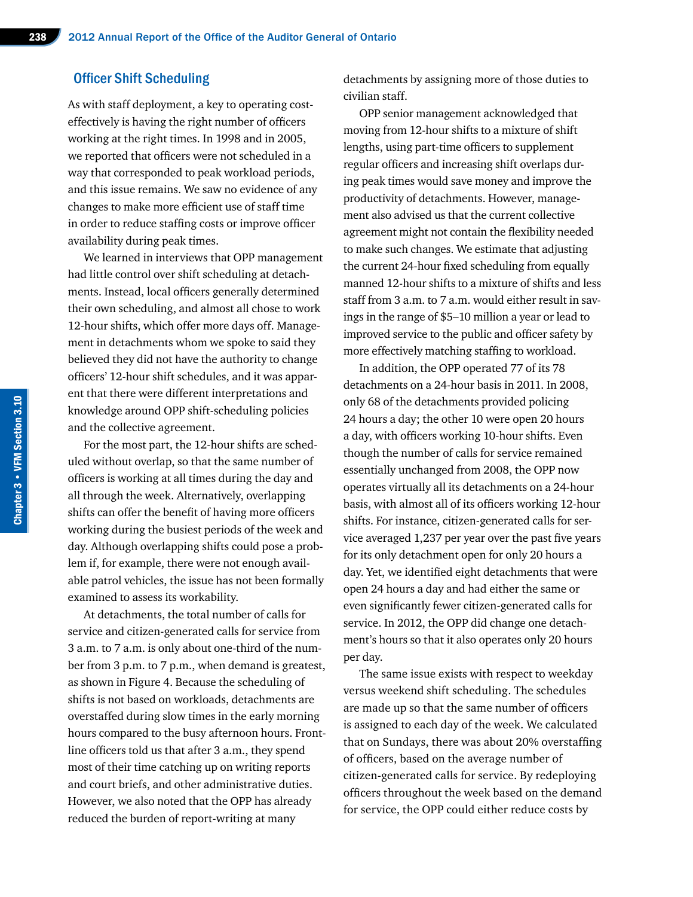## Officer Shift Scheduling

As with staff deployment, a key to operating cost-effectively is having the right number of officers working at the right times. In 1998 and in 2005, we reported that officers were not scheduled in a way that corresponded to peak workload periods, and this issue remains. We saw no evidence of any changes to make more efficient use of staff time in order to reduce staffing costs or improve officer availability during peak times.

We learned in interviews that OPP management had little control over shift scheduling at detachments. Instead, local officers generally determined their own scheduling, and almost all chose to work 12-hour shifts, which offer more days off. Management in detachments whom we spoke to said they believed they did not have the authority to change officers' 12-hour shift schedules, and it was apparent that there were different interpretations and knowledge around OPP shift-scheduling policies and the collective agreement.

For the most part, the 12-hour shifts are scheduled without overlap, so that the same number of officers is working at all times during the day and all through the week. Alternatively, overlapping shifts can offer the benefit of having more officers working during the busiest periods of the week and day. Although overlapping shifts could pose a problem if, for example, there were not enough available patrol vehicles, the issue has not been formally examined to assess its workability.

At detachments, the total number of calls for service and citizen-generated calls for service from 3 a.m. to 7 a.m. is only about one-third of the number from 3 p.m. to 7 p.m., when demand is greatest, as shown in Figure 4. Because the scheduling of shifts is not based on workloads, detachments are overstaffed during slow times in the early morning hours compared to the busy afternoon hours. Front-line officers told us that after 3 a.m., they spend most of their time catching up on writing reports and court briefs, and other administrative duties. However, we also noted that the OPP has already reduced the burden of report-writing at many detachments by assigning more of those duties to civilian staff.

OPP senior management acknowledged that moving from 12-hour shifts to a mixture of shift lengths, using part-time officers to supplement regular officers and increasing shift overlaps during peak times would save money and improve the productivity of detachments. However, management also advised us that the current collective agreement might not contain the flexibility needed to make such changes. We estimate that adjusting the current 24-hour fixed scheduling from equally manned 12-hour shifts to a mixture of shifts and less staff from 3 a.m. to 7 a.m. would either result in savings in the range of $5–10 million a year or lead to improved service to the public and officer safety by more effectively matching staffing to workload.

In addition, the OPP operated 77 of its 78 detachments on a 24-hour basis in 2011. In 2008, only 68 of the detachments provided policing 24 hours a day; the other 10 were open 20 hours a day, with officers working 10-hour shifts. Even though the number of calls for service remained essentially unchanged from 2008, the OPP now operates virtually all its detachments on a 24-hour basis, with almost all of its officers working 12-hour shifts. For instance, citizen-generated calls for service averaged 1,237 per year over the past five years for its only detachment open for only 20 hours a day. Yet, we identified eight detachments that were open 24 hours a day and had either the same or even significantly fewer citizen-generated calls for service. In 2012, the OPP did change one detachment's hours so that it also operates only 20 hours per day.

The same issue exists with respect to weekday versus weekend shift scheduling. The schedules are made up so that the same number of officers is assigned to each day of the week. We calculated that on Sundays, there was about 20% overstaffing of officers, based on the average number of citizen-generated calls for service. By redeploying officers throughout the week based on the demand for service, the OPP could either reduce costs by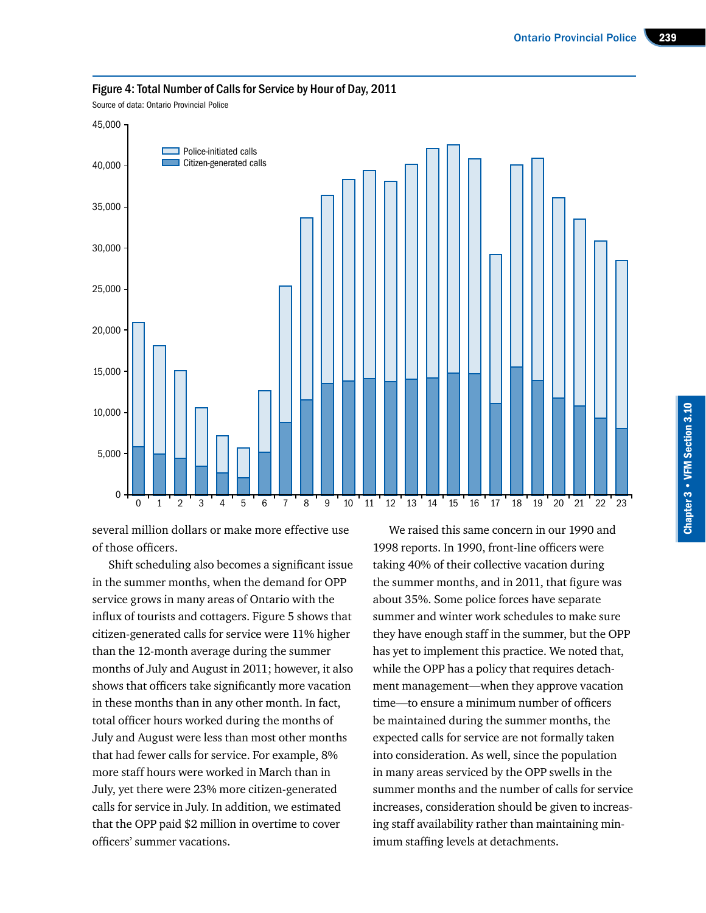Figure 4: Total Number of Calls for Service by Hour of Day, 2011

Source of data: Ontario Provincial Police

several million dollars or make more effective use of those officers.

Shift scheduling also becomes a significant issue in the summer months, when the demand for OPP service grows in many areas of Ontario with the influx of tourists and cottagers. Figure 5 shows that citizen-generated calls for service were 11% higher than the 12-month average during the summer months of July and August in 2011; however, it also shows that officers take significantly more vacation in these months than in any other month. In fact, total officer hours worked during the months of July and August were less than most other months that had fewer calls for service. For example, 8% more staff hours were worked in March than in July, yet there were 23% more citizen-generated calls for service in July. In addition, we estimated that the OPP paid $2 million in overtime to cover officers' summer vacations.

We raised this same concern in our 1990 and 1998 reports. In 1990, front-line officers were taking 40% of their collective vacation during the summer months, and in 2011, that figure was about 35%. Some police forces have separate summer and winter work schedules to make sure they have enough staff in the summer, but the OPP has yet to implement this practice. We noted that, while the OPP has a policy that requires detachment management—when they approve vacation time—to ensure a minimum number of officers be maintained during the summer months, the expected calls for service are not formally taken into consideration. As well, since the population in many areas serviced by the OPP swells in the summer months and the number of calls for service increases, consideration should be given to increasing staff availability rather than maintaining minimum staffing levels at detachments.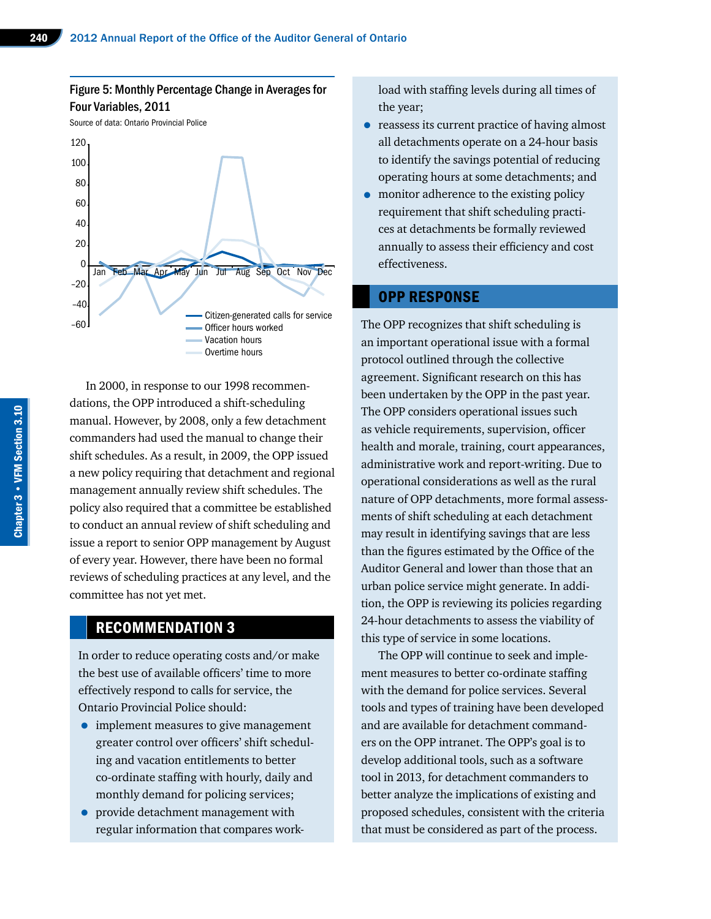### Figure 5: Monthly Percentage Change in Averages for Four Variables, 2011

Source of data: Ontario Provincial Police

In 2000, in response to our 1998 recommendations, the OPP introduced a shift-scheduling manual. However, by 2008, only a few detachment commanders had used the manual to change their shift schedules. As a result, in 2009, the OPP issued a new policy requiring that detachment and regional management annually review shift schedules. The policy also required that a committee be established to conduct an annual review of shift scheduling and issue a report to senior OPP management by August of every year. However, there have been no formal reviews of scheduling practices at any level, and the committee has not yet met.

## RECOMMENDATION 3

In order to reduce operating costs and/or make the best use of available officers' time to more effectively respond to calls for service, the Ontario Provincial Police should:

- implement measures to give management greater control over officers' shift scheduling and vacation entitlements to better co-ordinate staffing with hourly, daily and monthly demand for policing services;
- provide detachment management with regular information that compares workload with staffing levels during all times of the year;
- reassess its current practice of having almost all detachments operate on a 24-hour basis to identify the savings potential of reducing operating hours at some detachments; and
- monitor adherence to the existing policy requirement that shift scheduling practices at detachments be formally reviewed annually to assess their efficiency and cost effectiveness.

## OPP RESPONSE

The OPP recognizes that shift scheduling is an important operational issue with a formal protocol outlined through the collective agreement. Significant research on this has been undertaken by the OPP in the past year. The OPP considers operational issues such as vehicle requirements, supervision, officer health and morale, training, court appearances, administrative work and report-writing. Due to operational considerations as well as the rural nature of OPP detachments, more formal assessments of shift scheduling at each detachment may result in identifying savings that are less than the figures estimated by the Office of the Auditor General and lower than those that an urban police service might generate. In addition, the OPP is reviewing its policies regarding 24-hour detachments to assess the viability of this type of service in some locations.

The OPP will continue to seek and implement measures to better co-ordinate staffing with the demand for police services. Several tools and types of training have been developed and are available for detachment commanders on the OPP intranet. The OPP's goal is to develop additional tools, such as a software tool in 2013, for detachment commanders to better analyze the implications of existing and proposed schedules, consistent with the criteria that must be considered as part of the process.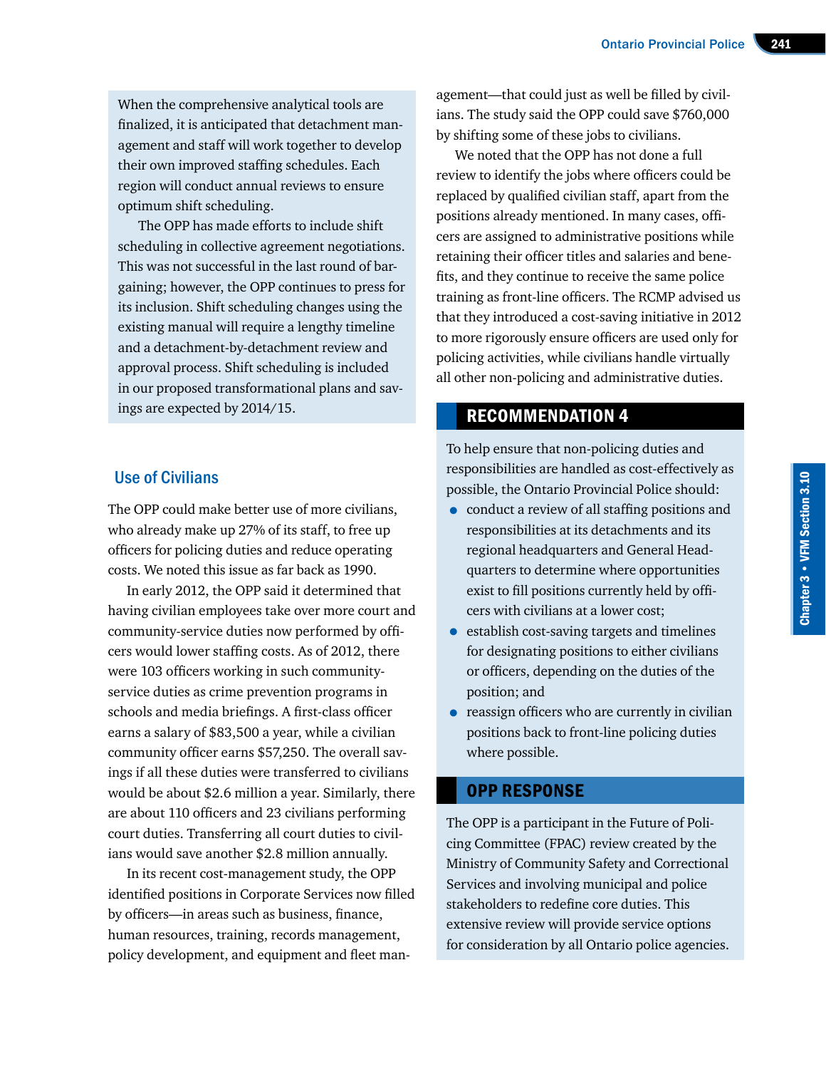When the comprehensive analytical tools are finalized, it is anticipated that detachment management and staff will work together to develop their own improved staffing schedules. Each region will conduct annual reviews to ensure optimum shift scheduling.

The OPP has made efforts to include shift scheduling in collective agreement negotiations. This was not successful in the last round of bargaining; however, the OPP continues to press for its inclusion. Shift scheduling changes using the existing manual will require a lengthy timeline and a detachment-by-detachment review and approval process. Shift scheduling is included in our proposed transformational plans and savings are expected by 2014/15.

## Use of Civilians

The OPP could make better use of more civilians, who already make up 27% of its staff, to free up officers for policing duties and reduce operating costs. We noted this issue as far back as 1990.

In early 2012, the OPP said it determined that having civilian employees take over more court and community-service duties now performed by officers would lower staffing costs. As of 2012, there were 103 officers working in such community-service duties as crime prevention programs in schools and media briefings. A first-class officer earns a salary of $83,500 a year, while a civilian community officer earns $57,250. The overall savings if all these duties were transferred to civilians would be about $2.6 million a year. Similarly, there are about 110 officers and 23 civilians performing court duties. Transferring all court duties to civilians would save another $2.8 million annually.

In its recent cost-management study, the OPP identified positions in Corporate Services now filled by officers—in areas such as business, finance, human resources, training, records management, policy development, and equipment and fleet management—that could just as well be filled by civilians. The study said the OPP could save $760,000 by shifting some of these jobs to civilians.

We noted that the OPP has not done a full review to identify the jobs where officers could be replaced by qualified civilian staff, apart from the positions already mentioned. In many cases, officers are assigned to administrative positions while retaining their officer titles and salaries and benefits, and they continue to receive the same police training as front-line officers. The RCMP advised us that they introduced a cost-saving initiative in 2012 to more rigorously ensure officers are used only for policing activities, while civilians handle virtually all other non-policing and administrative duties.

## RECOMMENDATION 4

To help ensure that non-policing duties and responsibilities are handled as cost-effectively as possible, the Ontario Provincial Police should:

- conduct a review of all staffing positions and responsibilities at its detachments and its regional headquarters and General Headquarters to determine where opportunities exist to fill positions currently held by officers with civilians at a lower cost;
- establish cost-saving targets and timelines for designating positions to either civilians or officers, depending on the duties of the position; and
- reassign officers who are currently in civilian positions back to front-line policing duties where possible.

## OPP RESPONSE

The OPP is a participant in the Future of Policing Committee (FPAC) review created by the Ministry of Community Safety and Correctional Services and involving municipal and police stakeholders to redefine core duties. This extensive review will provide service options for consideration by all Ontario police agencies.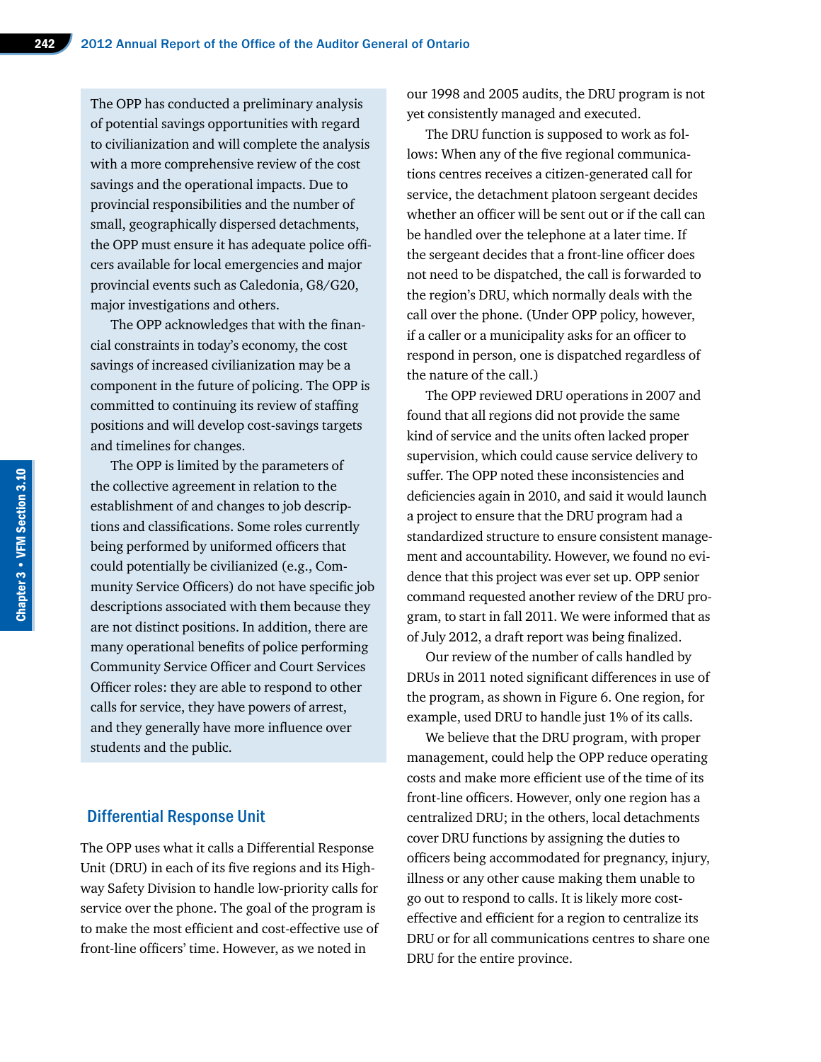The OPP has conducted a preliminary analysis of potential savings opportunities with regard to civilianization and will complete the analysis with a more comprehensive review of the cost savings and the operational impacts. Due to provincial responsibilities and the number of small, geographically dispersed detachments, the OPP must ensure it has adequate police officers available for local emergencies and major provincial events such as Caledonia, G8/G20, major investigations and others.

The OPP acknowledges that with the financial constraints in today's economy, the cost savings of increased civilianization may be a component in the future of policing. The OPP is committed to continuing its review of staffing positions and will develop cost-savings targets and timelines for changes.

The OPP is limited by the parameters of the collective agreement in relation to the establishment of and changes to job descriptions and classifications. Some roles currently being performed by uniformed officers that could potentially be civilianized (e.g., Community Service Officers) do not have specific job descriptions associated with them because they are not distinct positions. In addition, there are many operational benefits of police performing Community Service Officer and Court Services Officer roles: they are able to respond to other calls for service, they have powers of arrest, and they generally have more influence over students and the public.

## Differential Response Unit

The OPP uses what it calls a Differential Response Unit (DRU) in each of its five regions and its Highway Safety Division to handle low-priority calls for service over the phone. The goal of the program is to make the most efficient and cost-effective use of front-line officers' time. However, as we noted in our 1998 and 2005 audits, the DRU program is not yet consistently managed and executed.

The DRU function is supposed to work as follows: When any of the five regional communications centres receives a citizen-generated call for service, the detachment platoon sergeant decides whether an officer will be sent out or if the call can be handled over the telephone at a later time. If the sergeant decides that a front-line officer does not need to be dispatched, the call is forwarded to the region's DRU, which normally deals with the call over the phone. (Under OPP policy, however, if a caller or a municipality asks for an officer to respond in person, one is dispatched regardless of the nature of the call.)

The OPP reviewed DRU operations in 2007 and found that all regions did not provide the same kind of service and the units often lacked proper supervision, which could cause service delivery to suffer. The OPP noted these inconsistencies and deficiencies again in 2010, and said it would launch a project to ensure that the DRU program had a standardized structure to ensure consistent management and accountability. However, we found no evidence that this project was ever set up. OPP senior command requested another review of the DRU program, to start in fall 2011. We were informed that as of July 2012, a draft report was being finalized.

Our review of the number of calls handled by DRUs in 2011 noted significant differences in use of the program, as shown in Figure 6. One region, for example, used DRU to handle just 1% of its calls.

We believe that the DRU program, with proper management, could help the OPP reduce operating costs and make more efficient use of the time of its front-line officers. However, only one region has a centralized DRU; in the others, local detachments cover DRU functions by assigning the duties to officers being accommodated for pregnancy, injury, illness or any other cause making them unable to go out to respond to calls. It is likely more cost-effective and efficient for a region to centralize its DRU or for all communications centres to share one DRU for the entire province.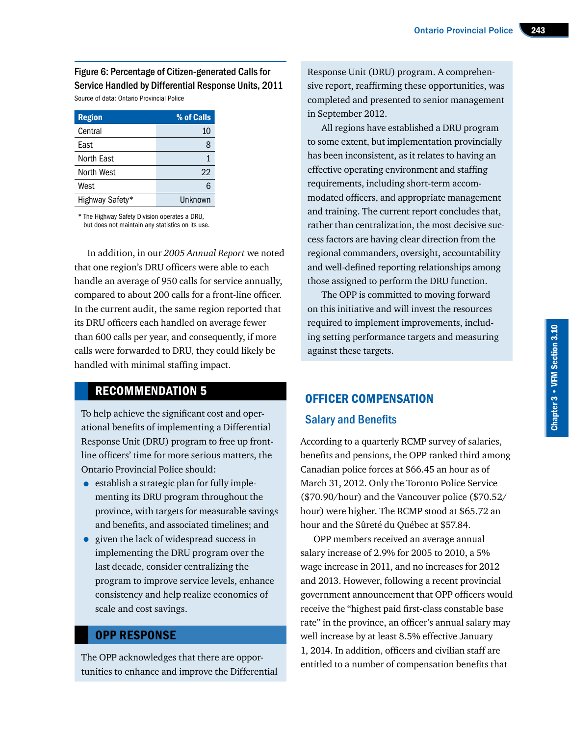**Figure 6: Percentage of Citizen-generated Calls for Service Handled by Differential Response Units, 2011**

Source of data: Ontario Provincial Police

| Region | % of Calls |
|---|---|
| Central | 10 |
| East | 8 |
| North East | 1 |
| North West | 22 |
| West | 6 |
| Highway Safety* | Unknown |

* The Highway Safety Division operates a DRU, but does not maintain any statistics on its use.

In addition, in our *2005 Annual Report* we noted that one region's DRU officers were able to each handle an average of 950 calls for service annually, compared to about 200 calls for a front-line officer. In the current audit, the same region reported that its DRU officers each handled on average fewer than 600 calls per year, and consequently, if more calls were forwarded to DRU, they could likely be handled with minimal staffing impact.

## RECOMMENDATION 5

To help achieve the significant cost and operational benefits of implementing a Differential Response Unit (DRU) program to free up front-line officers' time for more serious matters, the Ontario Provincial Police should:

- establish a strategic plan for fully implementing its DRU program throughout the province, with targets for measurable savings and benefits, and associated timelines; and
- given the lack of widespread success in implementing the DRU program over the last decade, consider centralizing the program to improve service levels, enhance consistency and help realize economies of scale and cost savings.

## OPP RESPONSE

The OPP acknowledges that there are opportunities to enhance and improve the Differential Response Unit (DRU) program. A comprehensive report, reaffirming these opportunities, was completed and presented to senior management in September 2012.

All regions have established a DRU program to some extent, but implementation provincially has been inconsistent, as it relates to having an effective operating environment and staffing requirements, including short-term accommodated officers, and appropriate management and training. The current report concludes that, rather than centralization, the most decisive success factors are having clear direction from the regional commanders, oversight, accountability and well-defined reporting relationships among those assigned to perform the DRU function.

The OPP is committed to moving forward on this initiative and will invest the resources required to implement improvements, including setting performance targets and measuring against these targets.

## OFFICER COMPENSATION

### Salary and Benefits

According to a quarterly RCMP survey of salaries, benefits and pensions, the OPP ranked third among Canadian police forces at $66.45 an hour as of March 31, 2012. Only the Toronto Police Service ($70.90/hour) and the Vancouver police ($70.52/hour) were higher. The RCMP stood at $65.72 an hour and the Sûreté du Québec at $57.84.

OPP members received an average annual salary increase of 2.9% for 2005 to 2010, a 5% wage increase in 2011, and no increases for 2012 and 2013. However, following a recent provincial government announcement that OPP officers would receive the "highest paid first-class constable base rate" in the province, an officer's annual salary may well increase by at least 8.5% effective January 1, 2014. In addition, officers and civilian staff are entitled to a number of compensation benefits that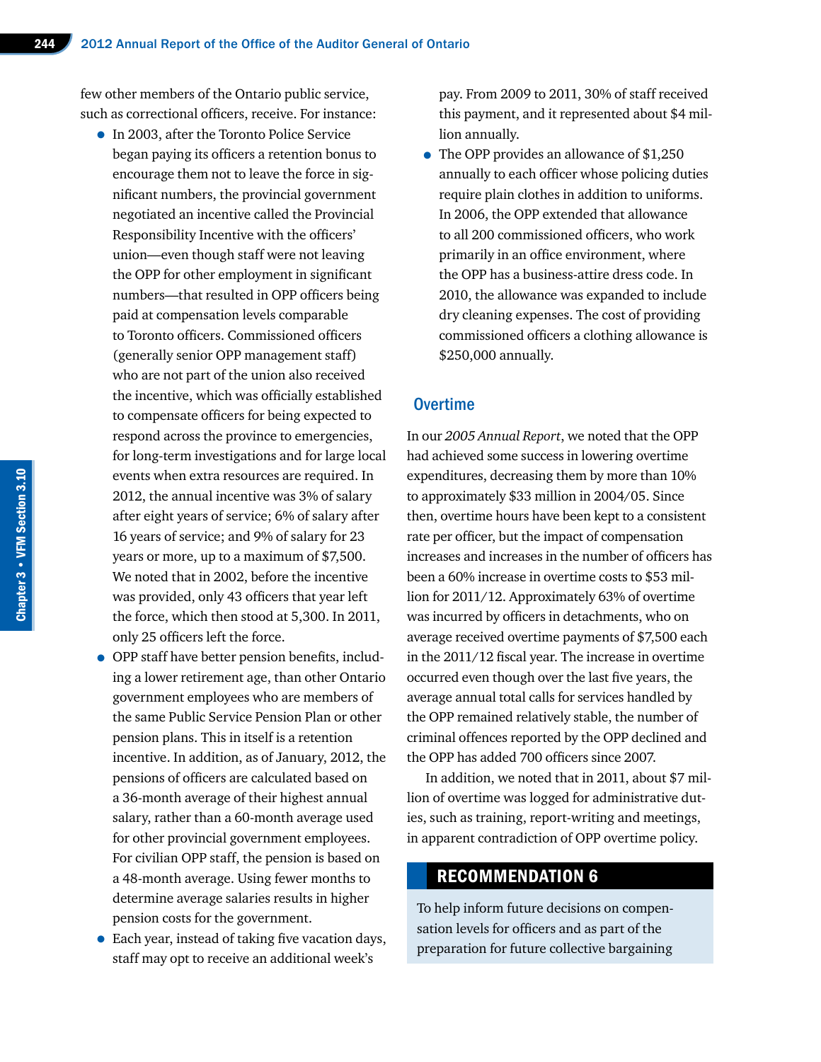few other members of the Ontario public service, such as correctional officers, receive. For instance:

- In 2003, after the Toronto Police Service began paying its officers a retention bonus to encourage them not to leave the force in significant numbers, the provincial government negotiated an incentive called the Provincial Responsibility Incentive with the officers' union—even though staff were not leaving the OPP for other employment in significant numbers—that resulted in OPP officers being paid at compensation levels comparable to Toronto officers. Commissioned officers (generally senior OPP management staff) who are not part of the union also received the incentive, which was officially established to compensate officers for being expected to respond across the province to emergencies, for long-term investigations and for large local events when extra resources are required. In 2012, the annual incentive was 3% of salary after eight years of service; 6% of salary after 16 years of service; and 9% of salary for 23 years or more, up to a maximum of $7,500. We noted that in 2002, before the incentive was provided, only 43 officers that year left the force, which then stood at 5,300. In 2011, only 25 officers left the force.
- OPP staff have better pension benefits, including a lower retirement age, than other Ontario government employees who are members of the same Public Service Pension Plan or other pension plans. This in itself is a retention incentive. In addition, as of January, 2012, the pensions of officers are calculated based on a 36-month average of their highest annual salary, rather than a 60-month average used for other provincial government employees. For civilian OPP staff, the pension is based on a 48-month average. Using fewer months to determine average salaries results in higher pension costs for the government.
- Each year, instead of taking five vacation days, staff may opt to receive an additional week's pay. From 2009 to 2011, 30% of staff received this payment, and it represented about $4 million annually.
- The OPP provides an allowance of $1,250 annually to each officer whose policing duties require plain clothes in addition to uniforms. In 2006, the OPP extended that allowance to all 200 commissioned officers, who work primarily in an office environment, where the OPP has a business-attire dress code. In 2010, the allowance was expanded to include dry cleaning expenses. The cost of providing commissioned officers a clothing allowance is $250,000 annually.

### Overtime

In our *2005 Annual Report*, we noted that the OPP had achieved some success in lowering overtime expenditures, decreasing them by more than 10% to approximately $33 million in 2004/05. Since then, overtime hours have been kept to a consistent rate per officer, but the impact of compensation increases and increases in the number of officers has been a 60% increase in overtime costs to $53 million for 2011/12. Approximately 63% of overtime was incurred by officers in detachments, who on average received overtime payments of $7,500 each in the 2011/12 fiscal year. The increase in overtime occurred even though over the last five years, the average annual total calls for services handled by the OPP remained relatively stable, the number of criminal offences reported by the OPP declined and the OPP has added 700 officers since 2007.

In addition, we noted that in 2011, about $7 million of overtime was logged for administrative duties, such as training, report-writing and meetings, in apparent contradiction of OPP overtime policy.

## RECOMMENDATION 6

To help inform future decisions on compensation levels for officers and as part of the preparation for future collective bargaining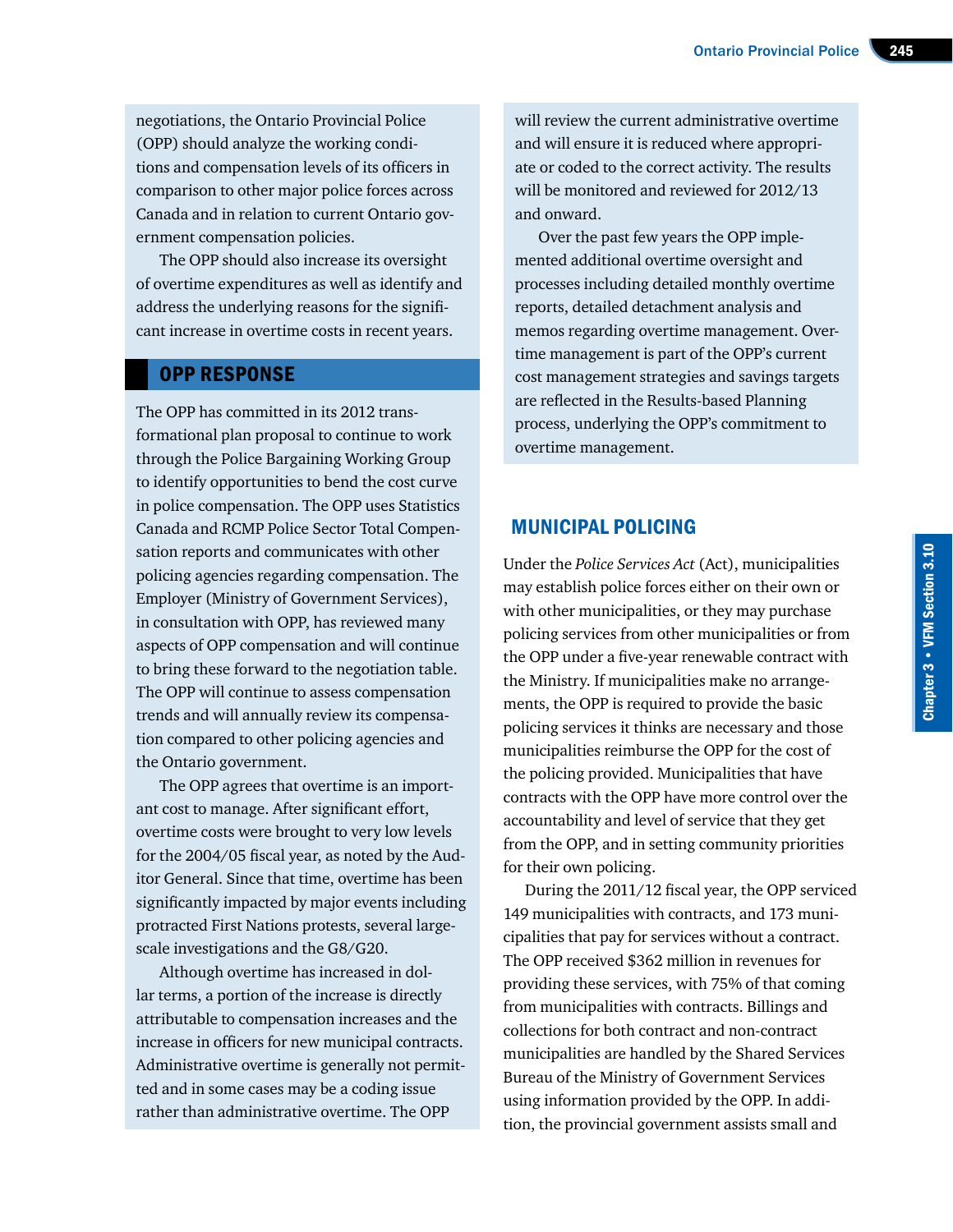negotiations, the Ontario Provincial Police (OPP) should analyze the working conditions and compensation levels of its officers in comparison to other major police forces across Canada and in relation to current Ontario government compensation policies.

The OPP should also increase its oversight of overtime expenditures as well as identify and address the underlying reasons for the significant increase in overtime costs in recent years.

## OPP RESPONSE

The OPP has committed in its 2012 transformational plan proposal to continue to work through the Police Bargaining Working Group to identify opportunities to bend the cost curve in police compensation. The OPP uses Statistics Canada and RCMP Police Sector Total Compensation reports and communicates with other policing agencies regarding compensation. The Employer (Ministry of Government Services), in consultation with OPP, has reviewed many aspects of OPP compensation and will continue to bring these forward to the negotiation table. The OPP will continue to assess compensation trends and will annually review its compensation compared to other policing agencies and the Ontario government.

The OPP agrees that overtime is an important cost to manage. After significant effort, overtime costs were brought to very low levels for the 2004/05 fiscal year, as noted by the Auditor General. Since that time, overtime has been significantly impacted by major events including protracted First Nations protests, several large-scale investigations and the G8/G20.

Although overtime has increased in dollar terms, a portion of the increase is directly attributable to compensation increases and the increase in officers for new municipal contracts. Administrative overtime is generally not permitted and in some cases may be a coding issue rather than administrative overtime. The OPP will review the current administrative overtime and will ensure it is reduced where appropriate or coded to the correct activity. The results will be monitored and reviewed for 2012/13 and onward.

Over the past few years the OPP implemented additional overtime oversight and processes including detailed monthly overtime reports, detailed detachment analysis and memos regarding overtime management. Overtime management is part of the OPP's current cost management strategies and savings targets are reflected in the Results-based Planning process, underlying the OPP's commitment to overtime management.

## MUNICIPAL POLICING

Under the *Police Services Act* (Act), municipalities may establish police forces either on their own or with other municipalities, or they may purchase policing services from other municipalities or from the OPP under a five-year renewable contract with the Ministry. If municipalities make no arrangements, the OPP is required to provide the basic policing services it thinks are necessary and those municipalities reimburse the OPP for the cost of the policing provided. Municipalities that have contracts with the OPP have more control over the accountability and level of service that they get from the OPP, and in setting community priorities for their own policing.

During the 2011/12 fiscal year, the OPP serviced 149 municipalities with contracts, and 173 municipalities that pay for services without a contract. The OPP received $362 million in revenues for providing these services, with 75% of that coming from municipalities with contracts. Billings and collections for both contract and non-contract municipalities are handled by the Shared Services Bureau of the Ministry of Government Services using information provided by the OPP. In addition, the provincial government assists small and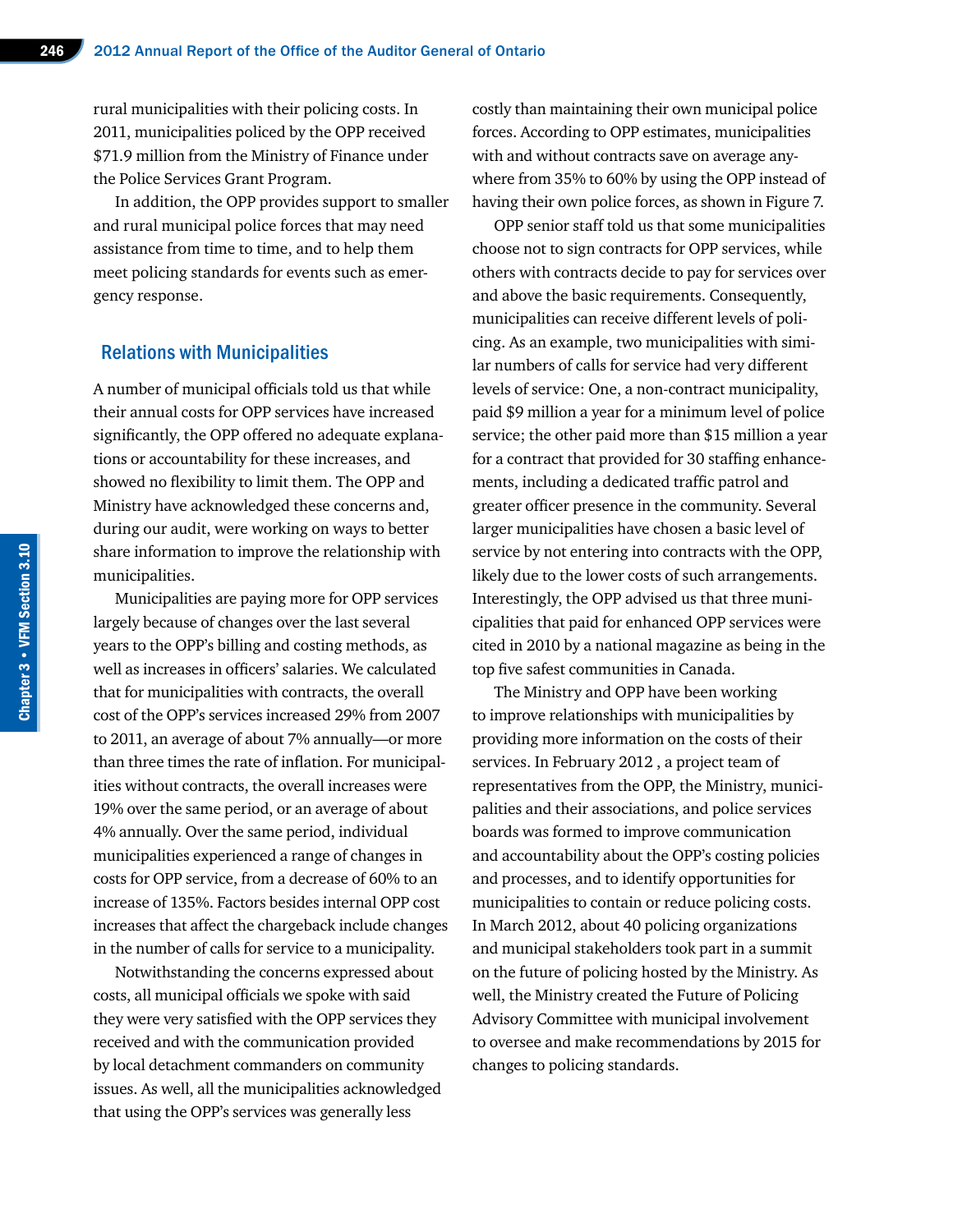rural municipalities with their policing costs. In 2011, municipalities policed by the OPP received $71.9 million from the Ministry of Finance under the Police Services Grant Program.

In addition, the OPP provides support to smaller and rural municipal police forces that may need assistance from time to time, and to help them meet policing standards for events such as emergency response.

## Relations with Municipalities

A number of municipal officials told us that while their annual costs for OPP services have increased significantly, the OPP offered no adequate explanations or accountability for these increases, and showed no flexibility to limit them. The OPP and Ministry have acknowledged these concerns and, during our audit, were working on ways to better share information to improve the relationship with municipalities.

Municipalities are paying more for OPP services largely because of changes over the last several years to the OPP's billing and costing methods, as well as increases in officers' salaries. We calculated that for municipalities with contracts, the overall cost of the OPP's services increased 29% from 2007 to 2011, an average of about 7% annually—or more than three times the rate of inflation. For municipalities without contracts, the overall increases were 19% over the same period, or an average of about 4% annually. Over the same period, individual municipalities experienced a range of changes in costs for OPP service, from a decrease of 60% to an increase of 135%. Factors besides internal OPP cost increases that affect the chargeback include changes in the number of calls for service to a municipality.

Notwithstanding the concerns expressed about costs, all municipal officials we spoke with said they were very satisfied with the OPP services they received and with the communication provided by local detachment commanders on community issues. As well, all the municipalities acknowledged that using the OPP's services was generally less costly than maintaining their own municipal police forces. According to OPP estimates, municipalities with and without contracts save on average anywhere from 35% to 60% by using the OPP instead of having their own police forces, as shown in Figure 7.

OPP senior staff told us that some municipalities choose not to sign contracts for OPP services, while others with contracts decide to pay for services over and above the basic requirements. Consequently, municipalities can receive different levels of policing. As an example, two municipalities with similar numbers of calls for service had very different levels of service: One, a non-contract municipality, paid $9 million a year for a minimum level of police service; the other paid more than $15 million a year for a contract that provided for 30 staffing enhancements, including a dedicated traffic patrol and greater officer presence in the community. Several larger municipalities have chosen a basic level of service by not entering into contracts with the OPP, likely due to the lower costs of such arrangements. Interestingly, the OPP advised us that three municipalities that paid for enhanced OPP services were cited in 2010 by a national magazine as being in the top five safest communities in Canada.

The Ministry and OPP have been working to improve relationships with municipalities by providing more information on the costs of their services. In February 2012 , a project team of representatives from the OPP, the Ministry, municipalities and their associations, and police services boards was formed to improve communication and accountability about the OPP's costing policies and processes, and to identify opportunities for municipalities to contain or reduce policing costs. In March 2012, about 40 policing organizations and municipal stakeholders took part in a summit on the future of policing hosted by the Ministry. As well, the Ministry created the Future of Policing Advisory Committee with municipal involvement to oversee and make recommendations by 2015 for changes to policing standards.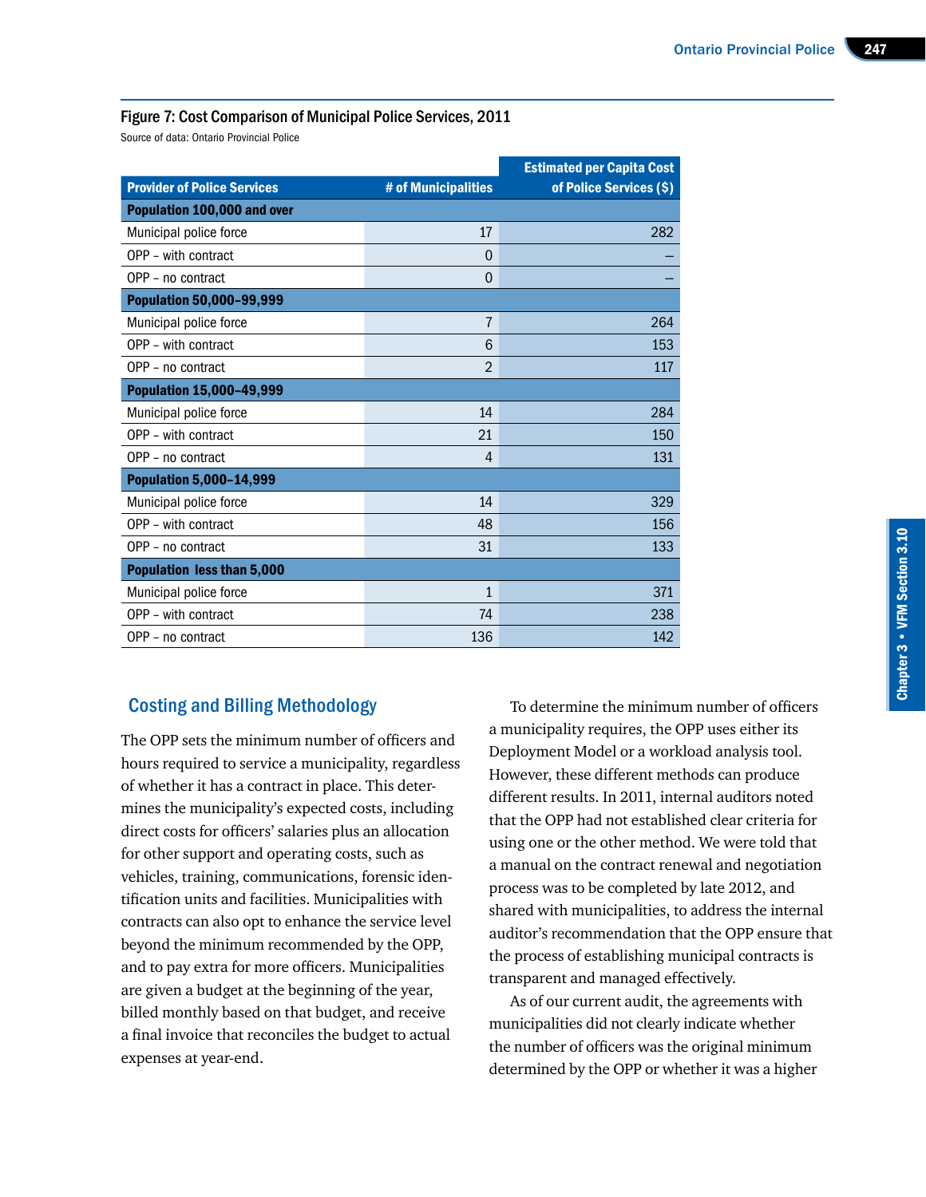Figure 7: Cost Comparison of Municipal Police Services, 2011

Source of data: Ontario Provincial Police

| Provider of Police Services | # of Municipalities | Estimated per Capita Cost of Police Services ($) |
|---|---|---|
| **Population 100,000 and over** | | |
| Municipal police force | 17 | 282 |
| OPP – with contract | 0 | – |
| OPP – no contract | 0 | – |
| **Population 50,000–99,999** | | |
| Municipal police force | 7 | 264 |
| OPP – with contract | 6 | 153 |
| OPP – no contract | 2 | 117 |
| **Population 15,000–49,999** | | |
| Municipal police force | 14 | 284 |
| OPP – with contract | 21 | 150 |
| OPP – no contract | 4 | 131 |
| **Population 5,000–14,999** | | |
| Municipal police force | 14 | 329 |
| OPP – with contract | 48 | 156 |
| OPP – no contract | 31 | 133 |
| **Population less than 5,000** | | |
| Municipal police force | 1 | 371 |
| OPP – with contract | 74 | 238 |
| OPP – no contract | 136 | 142 |

## Costing and Billing Methodology

The OPP sets the minimum number of officers and hours required to service a municipality, regardless of whether it has a contract in place. This determines the municipality's expected costs, including direct costs for officers' salaries plus an allocation for other support and operating costs, such as vehicles, training, communications, forensic identification units and facilities. Municipalities with contracts can also opt to enhance the service level beyond the minimum recommended by the OPP, and to pay extra for more officers. Municipalities are given a budget at the beginning of the year, billed monthly based on that budget, and receive a final invoice that reconciles the budget to actual expenses at year-end.

To determine the minimum number of officers a municipality requires, the OPP uses either its Deployment Model or a workload analysis tool. However, these different methods can produce different results. In 2011, internal auditors noted that the OPP had not established clear criteria for using one or the other method. We were told that a manual on the contract renewal and negotiation process was to be completed by late 2012, and shared with municipalities, to address the internal auditor's recommendation that the OPP ensure that the process of establishing municipal contracts is transparent and managed effectively.

As of our current audit, the agreements with municipalities did not clearly indicate whether the number of officers was the original minimum determined by the OPP or whether it was a higher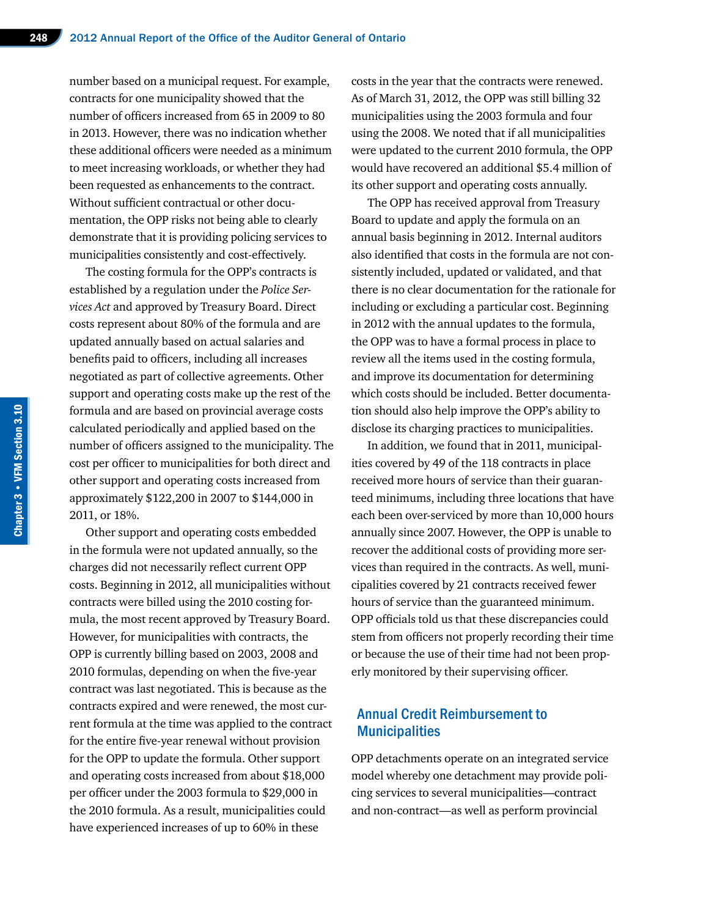number based on a municipal request. For example, contracts for one municipality showed that the number of officers increased from 65 in 2009 to 80 in 2013. However, there was no indication whether these additional officers were needed as a minimum to meet increasing workloads, or whether they had been requested as enhancements to the contract. Without sufficient contractual or other documentation, the OPP risks not being able to clearly demonstrate that it is providing policing services to municipalities consistently and cost-effectively.

The costing formula for the OPP's contracts is established by a regulation under the *Police Services Act* and approved by Treasury Board. Direct costs represent about 80% of the formula and are updated annually based on actual salaries and benefits paid to officers, including all increases negotiated as part of collective agreements. Other support and operating costs make up the rest of the formula and are based on provincial average costs calculated periodically and applied based on the number of officers assigned to the municipality. The cost per officer to municipalities for both direct and other support and operating costs increased from approximately $122,200 in 2007 to $144,000 in 2011, or 18%.

Other support and operating costs embedded in the formula were not updated annually, so the charges did not necessarily reflect current OPP costs. Beginning in 2012, all municipalities without contracts were billed using the 2010 costing formula, the most recent approved by Treasury Board. However, for municipalities with contracts, the OPP is currently billing based on 2003, 2008 and 2010 formulas, depending on when the five-year contract was last negotiated. This is because as the contracts expired and were renewed, the most current formula at the time was applied to the contract for the entire five-year renewal without provision for the OPP to update the formula. Other support and operating costs increased from about $18,000 per officer under the 2003 formula to $29,000 in the 2010 formula. As a result, municipalities could have experienced increases of up to 60% in these costs in the year that the contracts were renewed. As of March 31, 2012, the OPP was still billing 32 municipalities using the 2003 formula and four using the 2008. We noted that if all municipalities were updated to the current 2010 formula, the OPP would have recovered an additional $5.4 million of its other support and operating costs annually.

The OPP has received approval from Treasury Board to update and apply the formula on an annual basis beginning in 2012. Internal auditors also identified that costs in the formula are not consistently included, updated or validated, and that there is no clear documentation for the rationale for including or excluding a particular cost. Beginning in 2012 with the annual updates to the formula, the OPP was to have a formal process in place to review all the items used in the costing formula, and improve its documentation for determining which costs should be included. Better documentation should also help improve the OPP's ability to disclose its charging practices to municipalities.

In addition, we found that in 2011, municipalities covered by 49 of the 118 contracts in place received more hours of service than their guaranteed minimums, including three locations that have each been over-serviced by more than 10,000 hours annually since 2007. However, the OPP is unable to recover the additional costs of providing more services than required in the contracts. As well, municipalities covered by 21 contracts received fewer hours of service than the guaranteed minimum. OPP officials told us that these discrepancies could stem from officers not properly recording their time or because the use of their time had not been properly monitored by their supervising officer.

## Annual Credit Reimbursement to Municipalities

OPP detachments operate on an integrated service model whereby one detachment may provide policing services to several municipalities—contract and non-contract—as well as perform provincial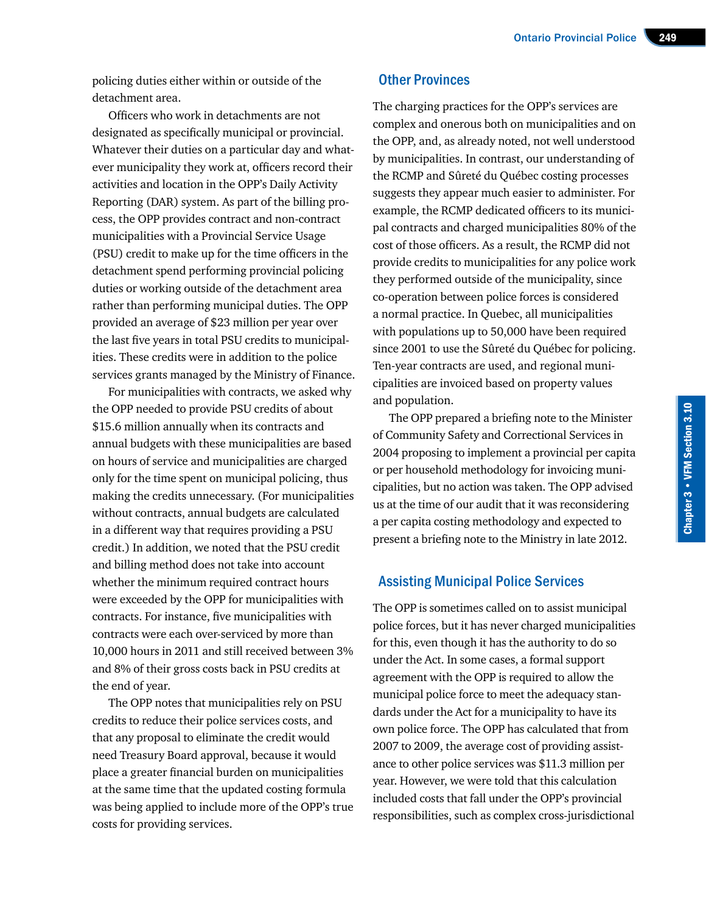policing duties either within or outside of the detachment area.

Officers who work in detachments are not designated as specifically municipal or provincial. Whatever their duties on a particular day and whatever municipality they work at, officers record their activities and location in the OPP's Daily Activity Reporting (DAR) system. As part of the billing process, the OPP provides contract and non-contract municipalities with a Provincial Service Usage (PSU) credit to make up for the time officers in the detachment spend performing provincial policing duties or working outside of the detachment area rather than performing municipal duties. The OPP provided an average of $23 million per year over the last five years in total PSU credits to municipalities. These credits were in addition to the police services grants managed by the Ministry of Finance.

For municipalities with contracts, we asked why the OPP needed to provide PSU credits of about $15.6 million annually when its contracts and annual budgets with these municipalities are based on hours of service and municipalities are charged only for the time spent on municipal policing, thus making the credits unnecessary. (For municipalities without contracts, annual budgets are calculated in a different way that requires providing a PSU credit.) In addition, we noted that the PSU credit and billing method does not take into account whether the minimum required contract hours were exceeded by the OPP for municipalities with contracts. For instance, five municipalities with contracts were each over-serviced by more than 10,000 hours in 2011 and still received between 3% and 8% of their gross costs back in PSU credits at the end of year.

The OPP notes that municipalities rely on PSU credits to reduce their police services costs, and that any proposal to eliminate the credit would need Treasury Board approval, because it would place a greater financial burden on municipalities at the same time that the updated costing formula was being applied to include more of the OPP's true costs for providing services.

## Other Provinces

The charging practices for the OPP's services are complex and onerous both on municipalities and on the OPP, and, as already noted, not well understood by municipalities. In contrast, our understanding of the RCMP and Sûreté du Québec costing processes suggests they appear much easier to administer. For example, the RCMP dedicated officers to its municipal contracts and charged municipalities 80% of the cost of those officers. As a result, the RCMP did not provide credits to municipalities for any police work they performed outside of the municipality, since co-operation between police forces is considered a normal practice. In Quebec, all municipalities with populations up to 50,000 have been required since 2001 to use the Sûreté du Québec for policing. Ten-year contracts are used, and regional municipalities are invoiced based on property values and population.

The OPP prepared a briefing note to the Minister of Community Safety and Correctional Services in 2004 proposing to implement a provincial per capita or per household methodology for invoicing municipalities, but no action was taken. The OPP advised us at the time of our audit that it was reconsidering a per capita costing methodology and expected to present a briefing note to the Ministry in late 2012.

## Assisting Municipal Police Services

The OPP is sometimes called on to assist municipal police forces, but it has never charged municipalities for this, even though it has the authority to do so under the Act. In some cases, a formal support agreement with the OPP is required to allow the municipal police force to meet the adequacy standards under the Act for a municipality to have its own police force. The OPP has calculated that from 2007 to 2009, the average cost of providing assistance to other police services was $11.3 million per year. However, we were told that this calculation included costs that fall under the OPP's provincial responsibilities, such as complex cross-jurisdictional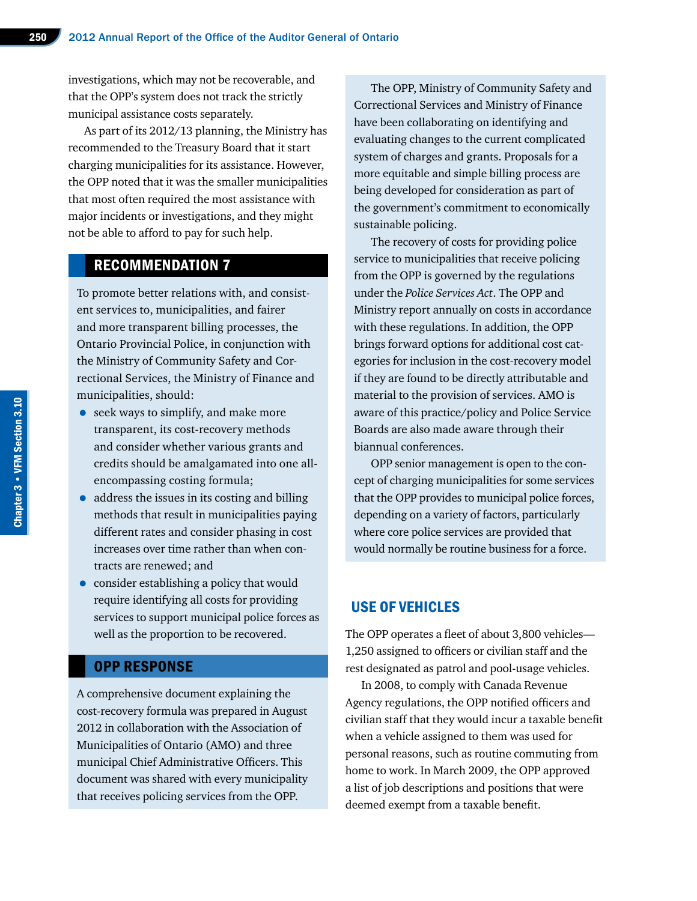investigations, which may not be recoverable, and that the OPP's system does not track the strictly municipal assistance costs separately.

As part of its 2012/13 planning, the Ministry has recommended to the Treasury Board that it start charging municipalities for its assistance. However, the OPP noted that it was the smaller municipalities that most often required the most assistance with major incidents or investigations, and they might not be able to afford to pay for such help.

## RECOMMENDATION 7

To promote better relations with, and consistent services to, municipalities, and fairer and more transparent billing processes, the Ontario Provincial Police, in conjunction with the Ministry of Community Safety and Correctional Services, the Ministry of Finance and municipalities, should:

- seek ways to simplify, and make more transparent, its cost-recovery methods and consider whether various grants and credits should be amalgamated into one all-encompassing costing formula;
- address the issues in its costing and billing methods that result in municipalities paying different rates and consider phasing in cost increases over time rather than when contracts are renewed; and
- consider establishing a policy that would require identifying all costs for providing services to support municipal police forces as well as the proportion to be recovered.

## OPP RESPONSE

A comprehensive document explaining the cost-recovery formula was prepared in August 2012 in collaboration with the Association of Municipalities of Ontario (AMO) and three municipal Chief Administrative Officers. This document was shared with every municipality that receives policing services from the OPP.

The OPP, Ministry of Community Safety and Correctional Services and Ministry of Finance have been collaborating on identifying and evaluating changes to the current complicated system of charges and grants. Proposals for a more equitable and simple billing process are being developed for consideration as part of the government's commitment to economically sustainable policing.

The recovery of costs for providing police service to municipalities that receive policing from the OPP is governed by the regulations under the *Police Services Act*. The OPP and Ministry report annually on costs in accordance with these regulations. In addition, the OPP brings forward options for additional cost categories for inclusion in the cost-recovery model if they are found to be directly attributable and material to the provision of services. AMO is aware of this practice/policy and Police Service Boards are also made aware through their biannual conferences.

OPP senior management is open to the concept of charging municipalities for some services that the OPP provides to municipal police forces, depending on a variety of factors, particularly where core police services are provided that would normally be routine business for a force.

## USE OF VEHICLES

The OPP operates a fleet of about 3,800 vehicles—1,250 assigned to officers or civilian staff and the rest designated as patrol and pool-usage vehicles.

In 2008, to comply with Canada Revenue Agency regulations, the OPP notified officers and civilian staff that they would incur a taxable benefit when a vehicle assigned to them was used for personal reasons, such as routine commuting from home to work. In March 2009, the OPP approved a list of job descriptions and positions that were deemed exempt from a taxable benefit.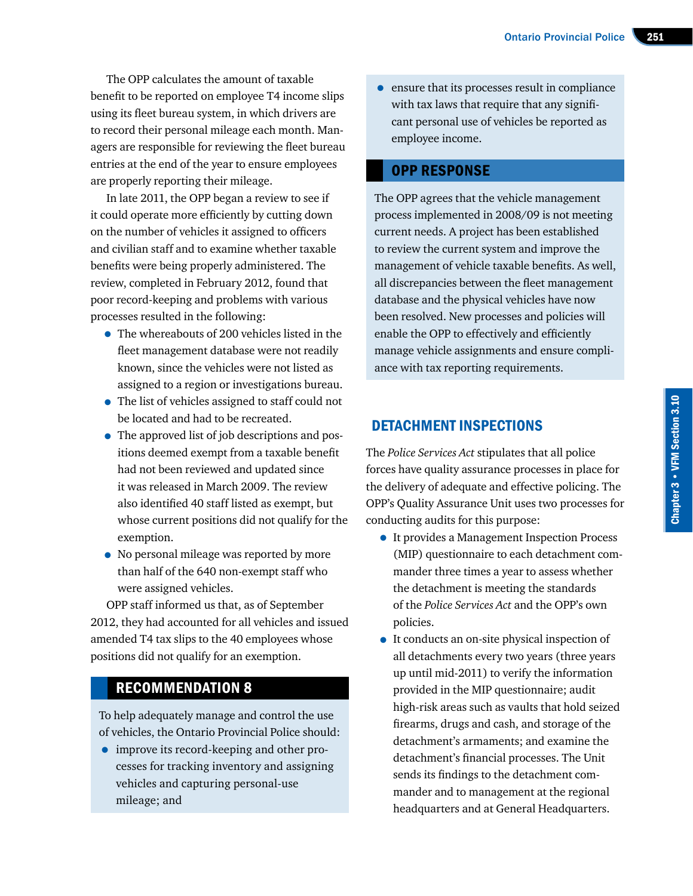The OPP calculates the amount of taxable benefit to be reported on employee T4 income slips using its fleet bureau system, in which drivers are to record their personal mileage each month. Managers are responsible for reviewing the fleet bureau entries at the end of the year to ensure employees are properly reporting their mileage.

In late 2011, the OPP began a review to see if it could operate more efficiently by cutting down on the number of vehicles it assigned to officers and civilian staff and to examine whether taxable benefits were being properly administered. The review, completed in February 2012, found that poor record-keeping and problems with various processes resulted in the following:

- The whereabouts of 200 vehicles listed in the fleet management database were not readily known, since the vehicles were not listed as assigned to a region or investigations bureau.
- The list of vehicles assigned to staff could not be located and had to be recreated.
- The approved list of job descriptions and positions deemed exempt from a taxable benefit had not been reviewed and updated since it was released in March 2009. The review also identified 40 staff listed as exempt, but whose current positions did not qualify for the exemption.
- No personal mileage was reported by more than half of the 640 non-exempt staff who were assigned vehicles.

OPP staff informed us that, as of September 2012, they had accounted for all vehicles and issued amended T4 tax slips to the 40 employees whose positions did not qualify for an exemption.

## RECOMMENDATION 8

To help adequately manage and control the use of vehicles, the Ontario Provincial Police should:

- improve its record-keeping and other processes for tracking inventory and assigning vehicles and capturing personal-use mileage; and
- ensure that its processes result in compliance with tax laws that require that any significant personal use of vehicles be reported as employee income.

## OPP RESPONSE

The OPP agrees that the vehicle management process implemented in 2008/09 is not meeting current needs. A project has been established to review the current system and improve the management of vehicle taxable benefits. As well, all discrepancies between the fleet management database and the physical vehicles have now been resolved. New processes and policies will enable the OPP to effectively and efficiently manage vehicle assignments and ensure compliance with tax reporting requirements.

## DETACHMENT INSPECTIONS

The *Police Services Act* stipulates that all police forces have quality assurance processes in place for the delivery of adequate and effective policing. The OPP's Quality Assurance Unit uses two processes for conducting audits for this purpose:

- It provides a Management Inspection Process (MIP) questionnaire to each detachment commander three times a year to assess whether the detachment is meeting the standards of the *Police Services Act* and the OPP's own policies.
- It conducts an on-site physical inspection of all detachments every two years (three years up until mid-2011) to verify the information provided in the MIP questionnaire; audit high-risk areas such as vaults that hold seized firearms, drugs and cash, and storage of the detachment's armaments; and examine the detachment's financial processes. The Unit sends its findings to the detachment commander and to management at the regional headquarters and at General Headquarters.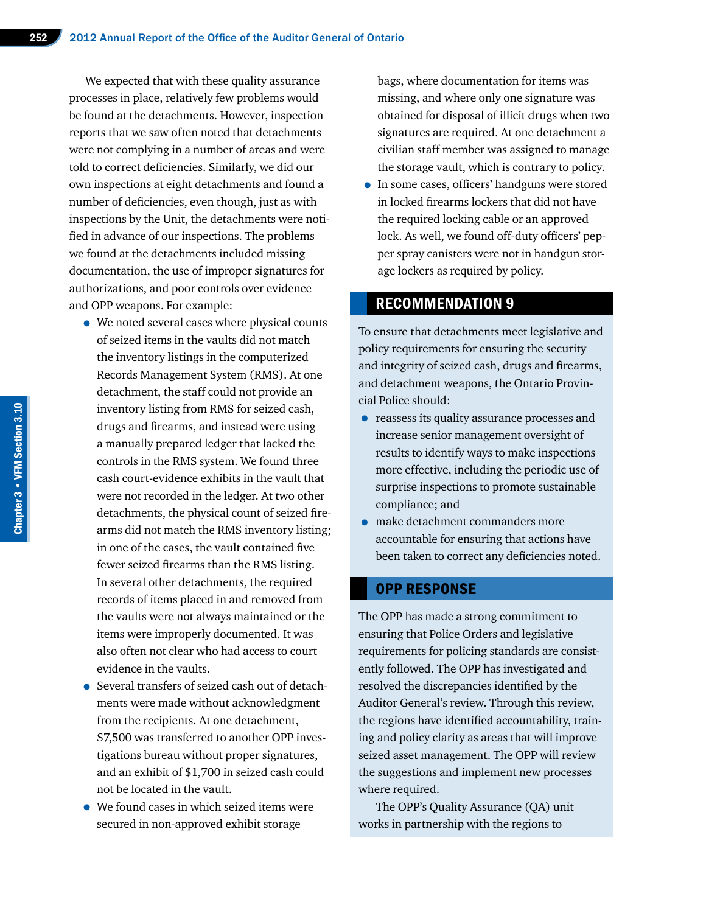We expected that with these quality assurance processes in place, relatively few problems would be found at the detachments. However, inspection reports that we saw often noted that detachments were not complying in a number of areas and were told to correct deficiencies. Similarly, we did our own inspections at eight detachments and found a number of deficiencies, even though, just as with inspections by the Unit, the detachments were notified in advance of our inspections. The problems we found at the detachments included missing documentation, the use of improper signatures for authorizations, and poor controls over evidence and OPP weapons. For example:

- We noted several cases where physical counts of seized items in the vaults did not match the inventory listings in the computerized Records Management System (RMS). At one detachment, the staff could not provide an inventory listing from RMS for seized cash, drugs and firearms, and instead were using a manually prepared ledger that lacked the controls in the RMS system. We found three cash court-evidence exhibits in the vault that were not recorded in the ledger. At two other detachments, the physical count of seized firearms did not match the RMS inventory listing; in one of the cases, the vault contained five fewer seized firearms than the RMS listing. In several other detachments, the required records of items placed in and removed from the vaults were not always maintained or the items were improperly documented. It was also often not clear who had access to court evidence in the vaults.
- Several transfers of seized cash out of detachments were made without acknowledgment from the recipients. At one detachment, $7,500 was transferred to another OPP investigations bureau without proper signatures, and an exhibit of $1,700 in seized cash could not be located in the vault.
- We found cases in which seized items were secured in non-approved exhibit storage bags, where documentation for items was missing, and where only one signature was obtained for disposal of illicit drugs when two signatures are required. At one detachment a civilian staff member was assigned to manage the storage vault, which is contrary to policy.
- In some cases, officers' handguns were stored in locked firearms lockers that did not have the required locking cable or an approved lock. As well, we found off-duty officers' pepper spray canisters were not in handgun storage lockers as required by policy.

## RECOMMENDATION 9

To ensure that detachments meet legislative and policy requirements for ensuring the security and integrity of seized cash, drugs and firearms, and detachment weapons, the Ontario Provincial Police should:

- reassess its quality assurance processes and increase senior management oversight of results to identify ways to make inspections more effective, including the periodic use of surprise inspections to promote sustainable compliance; and
- make detachment commanders more accountable for ensuring that actions have been taken to correct any deficiencies noted.

## OPP RESPONSE

The OPP has made a strong commitment to ensuring that Police Orders and legislative requirements for policing standards are consistently followed. The OPP has investigated and resolved the discrepancies identified by the Auditor General's review. Through this review, the regions have identified accountability, training and policy clarity as areas that will improve seized asset management. The OPP will review the suggestions and implement new processes where required.

The OPP's Quality Assurance (QA) unit works in partnership with the regions to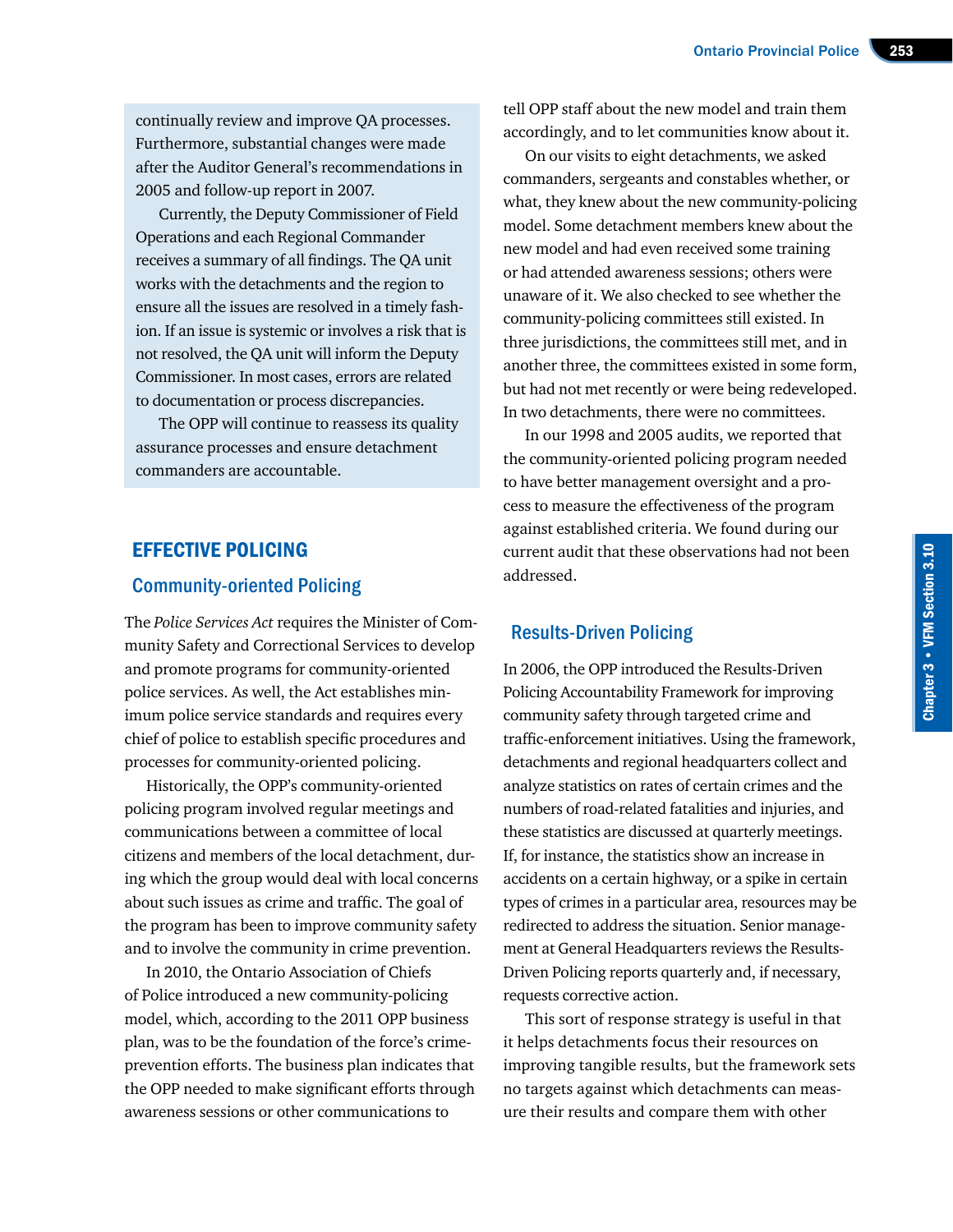continually review and improve QA processes. Furthermore, substantial changes were made after the Auditor General's recommendations in 2005 and follow-up report in 2007.

Currently, the Deputy Commissioner of Field Operations and each Regional Commander receives a summary of all findings. The QA unit works with the detachments and the region to ensure all the issues are resolved in a timely fashion. If an issue is systemic or involves a risk that is not resolved, the QA unit will inform the Deputy Commissioner. In most cases, errors are related to documentation or process discrepancies.

The OPP will continue to reassess its quality assurance processes and ensure detachment commanders are accountable.

## EFFECTIVE POLICING

### Community-oriented Policing

The *Police Services Act* requires the Minister of Community Safety and Correctional Services to develop and promote programs for community-oriented police services. As well, the Act establishes minimum police service standards and requires every chief of police to establish specific procedures and processes for community-oriented policing.

Historically, the OPP's community-oriented policing program involved regular meetings and communications between a committee of local citizens and members of the local detachment, during which the group would deal with local concerns about such issues as crime and traffic. The goal of the program has been to improve community safety and to involve the community in crime prevention.

In 2010, the Ontario Association of Chiefs of Police introduced a new community-policing model, which, according to the 2011 OPP business plan, was to be the foundation of the force's crime-prevention efforts. The business plan indicates that the OPP needed to make significant efforts through awareness sessions or other communications to tell OPP staff about the new model and train them accordingly, and to let communities know about it.

On our visits to eight detachments, we asked commanders, sergeants and constables whether, or what, they knew about the new community-policing model. Some detachment members knew about the new model and had even received some training or had attended awareness sessions; others were unaware of it. We also checked to see whether the community-policing committees still existed. In three jurisdictions, the committees still met, and in another three, the committees existed in some form, but had not met recently or were being redeveloped. In two detachments, there were no committees.

In our 1998 and 2005 audits, we reported that the community-oriented policing program needed to have better management oversight and a process to measure the effectiveness of the program against established criteria. We found during our current audit that these observations had not been addressed.

### Results-Driven Policing

In 2006, the OPP introduced the Results-Driven Policing Accountability Framework for improving community safety through targeted crime and traffic-enforcement initiatives. Using the framework, detachments and regional headquarters collect and analyze statistics on rates of certain crimes and the numbers of road-related fatalities and injuries, and these statistics are discussed at quarterly meetings. If, for instance, the statistics show an increase in accidents on a certain highway, or a spike in certain types of crimes in a particular area, resources may be redirected to address the situation. Senior management at General Headquarters reviews the Results-Driven Policing reports quarterly and, if necessary, requests corrective action.

This sort of response strategy is useful in that it helps detachments focus their resources on improving tangible results, but the framework sets no targets against which detachments can measure their results and compare them with other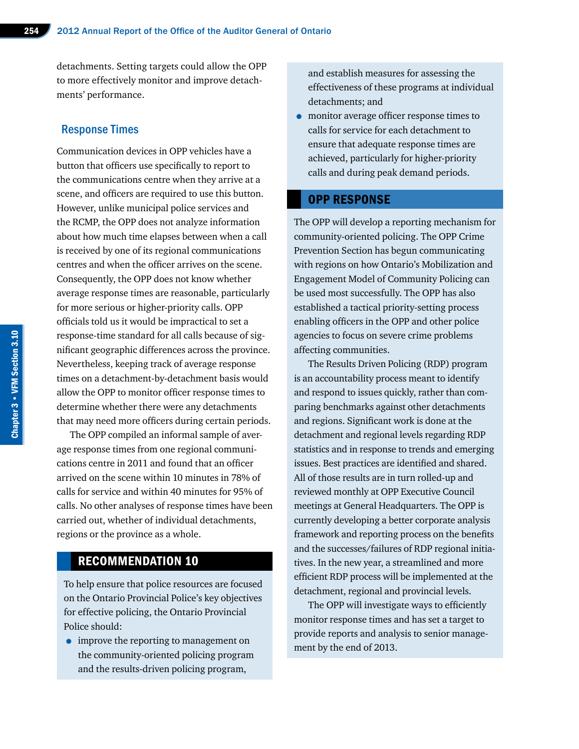detachments. Setting targets could allow the OPP to more effectively monitor and improve detachments' performance.

### Response Times

Communication devices in OPP vehicles have a button that officers use specifically to report to the communications centre when they arrive at a scene, and officers are required to use this button. However, unlike municipal police services and the RCMP, the OPP does not analyze information about how much time elapses between when a call is received by one of its regional communications centres and when the officer arrives on the scene. Consequently, the OPP does not know whether average response times are reasonable, particularly for more serious or higher-priority calls. OPP officials told us it would be impractical to set a response-time standard for all calls because of significant geographic differences across the province. Nevertheless, keeping track of average response times on a detachment-by-detachment basis would allow the OPP to monitor officer response times to determine whether there were any detachments that may need more officers during certain periods.

The OPP compiled an informal sample of average response times from one regional communications centre in 2011 and found that an officer arrived on the scene within 10 minutes in 78% of calls for service and within 40 minutes for 95% of calls. No other analyses of response times have been carried out, whether of individual detachments, regions or the province as a whole.

## RECOMMENDATION 10

To help ensure that police resources are focused on the Ontario Provincial Police's key objectives for effective policing, the Ontario Provincial Police should:

- improve the reporting to management on the community-oriented policing program and the results-driven policing program, and establish measures for assessing the effectiveness of these programs at individual detachments; and
- monitor average officer response times to calls for service for each detachment to ensure that adequate response times are achieved, particularly for higher-priority calls and during peak demand periods.

## OPP RESPONSE

The OPP will develop a reporting mechanism for community-oriented policing. The OPP Crime Prevention Section has begun communicating with regions on how Ontario's Mobilization and Engagement Model of Community Policing can be used most successfully. The OPP has also established a tactical priority-setting process enabling officers in the OPP and other police agencies to focus on severe crime problems affecting communities.

The Results Driven Policing (RDP) program is an accountability process meant to identify and respond to issues quickly, rather than comparing benchmarks against other detachments and regions. Significant work is done at the detachment and regional levels regarding RDP statistics and in response to trends and emerging issues. Best practices are identified and shared. All of those results are in turn rolled-up and reviewed monthly at OPP Executive Council meetings at General Headquarters. The OPP is currently developing a better corporate analysis framework and reporting process on the benefits and the successes/failures of RDP regional initiatives. In the new year, a streamlined and more efficient RDP process will be implemented at the detachment, regional and provincial levels.

The OPP will investigate ways to efficiently monitor response times and has set a target to provide reports and analysis to senior management by the end of 2013.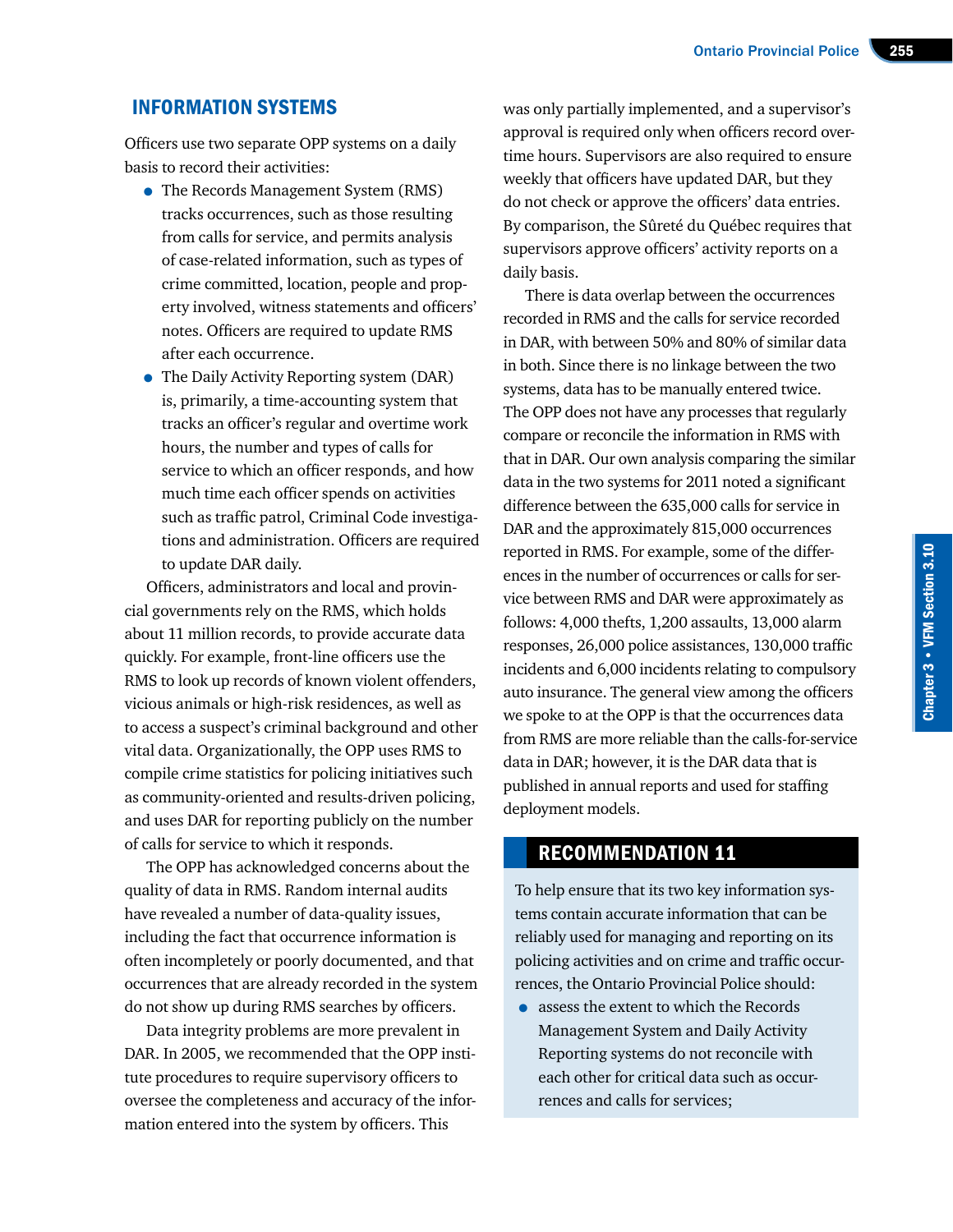## INFORMATION SYSTEMS

Officers use two separate OPP systems on a daily basis to record their activities:

- The Records Management System (RMS) tracks occurrences, such as those resulting from calls for service, and permits analysis of case-related information, such as types of crime committed, location, people and property involved, witness statements and officers' notes. Officers are required to update RMS after each occurrence.
- The Daily Activity Reporting system (DAR) is, primarily, a time-accounting system that tracks an officer's regular and overtime work hours, the number and types of calls for service to which an officer responds, and how much time each officer spends on activities such as traffic patrol, Criminal Code investigations and administration. Officers are required to update DAR daily.

Officers, administrators and local and provincial governments rely on the RMS, which holds about 11 million records, to provide accurate data quickly. For example, front-line officers use the RMS to look up records of known violent offenders, vicious animals or high-risk residences, as well as to access a suspect's criminal background and other vital data. Organizationally, the OPP uses RMS to compile crime statistics for policing initiatives such as community-oriented and results-driven policing, and uses DAR for reporting publicly on the number of calls for service to which it responds.

The OPP has acknowledged concerns about the quality of data in RMS. Random internal audits have revealed a number of data-quality issues, including the fact that occurrence information is often incompletely or poorly documented, and that occurrences that are already recorded in the system do not show up during RMS searches by officers.

Data integrity problems are more prevalent in DAR. In 2005, we recommended that the OPP institute procedures to require supervisory officers to oversee the completeness and accuracy of the information entered into the system by officers. This was only partially implemented, and a supervisor's approval is required only when officers record overtime hours. Supervisors are also required to ensure weekly that officers have updated DAR, but they do not check or approve the officers' data entries. By comparison, the Sûreté du Québec requires that supervisors approve officers' activity reports on a daily basis.

There is data overlap between the occurrences recorded in RMS and the calls for service recorded in DAR, with between 50% and 80% of similar data in both. Since there is no linkage between the two systems, data has to be manually entered twice. The OPP does not have any processes that regularly compare or reconcile the information in RMS with that in DAR. Our own analysis comparing the similar data in the two systems for 2011 noted a significant difference between the 635,000 calls for service in DAR and the approximately 815,000 occurrences reported in RMS. For example, some of the differences in the number of occurrences or calls for service between RMS and DAR were approximately as follows: 4,000 thefts, 1,200 assaults, 13,000 alarm responses, 26,000 police assistances, 130,000 traffic incidents and 6,000 incidents relating to compulsory auto insurance. The general view among the officers we spoke to at the OPP is that the occurrences data from RMS are more reliable than the calls-for-service data in DAR; however, it is the DAR data that is published in annual reports and used for staffing deployment models.

### RECOMMENDATION 11

To help ensure that its two key information systems contain accurate information that can be reliably used for managing and reporting on its policing activities and on crime and traffic occurrences, the Ontario Provincial Police should:

- assess the extent to which the Records Management System and Daily Activity Reporting systems do not reconcile with each other for critical data such as occurrences and calls for services;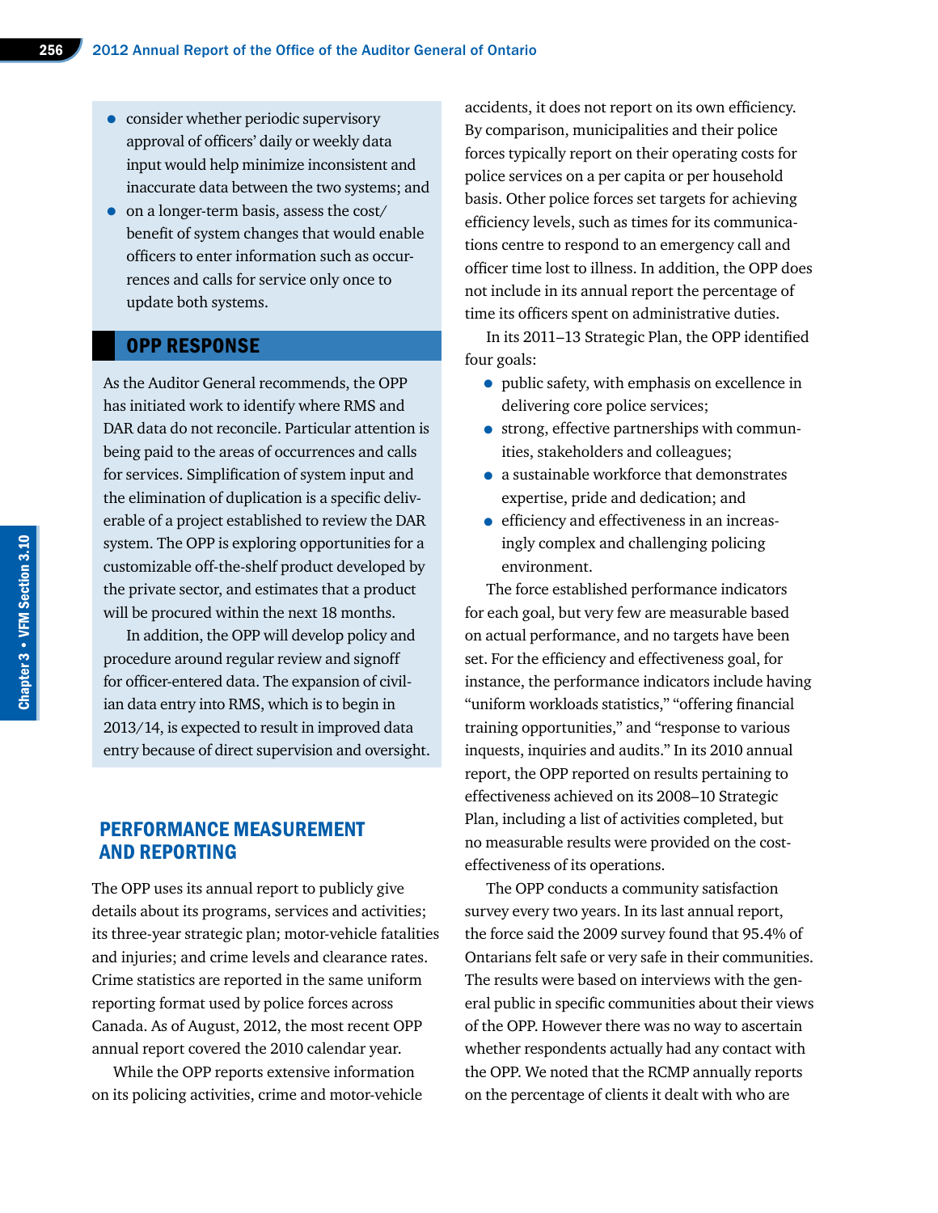- consider whether periodic supervisory approval of officers' daily or weekly data input would help minimize inconsistent and inaccurate data between the two systems; and
- on a longer-term basis, assess the cost/benefit of system changes that would enable officers to enter information such as occurrences and calls for service only once to update both systems.

## OPP RESPONSE

As the Auditor General recommends, the OPP has initiated work to identify where RMS and DAR data do not reconcile. Particular attention is being paid to the areas of occurrences and calls for services. Simplification of system input and the elimination of duplication is a specific deliverable of a project established to review the DAR system. The OPP is exploring opportunities for a customizable off-the-shelf product developed by the private sector, and estimates that a product will be procured within the next 18 months.

In addition, the OPP will develop policy and procedure around regular review and signoff for officer-entered data. The expansion of civilian data entry into RMS, which is to begin in 2013/14, is expected to result in improved data entry because of direct supervision and oversight.

## PERFORMANCE MEASUREMENT AND REPORTING

The OPP uses its annual report to publicly give details about its programs, services and activities; its three-year strategic plan; motor-vehicle fatalities and injuries; and crime levels and clearance rates. Crime statistics are reported in the same uniform reporting format used by police forces across Canada. As of August, 2012, the most recent OPP annual report covered the 2010 calendar year.

While the OPP reports extensive information on its policing activities, crime and motor-vehicle accidents, it does not report on its own efficiency. By comparison, municipalities and their police forces typically report on their operating costs for police services on a per capita or per household basis. Other police forces set targets for achieving efficiency levels, such as times for its communications centre to respond to an emergency call and officer time lost to illness. In addition, the OPP does not include in its annual report the percentage of time its officers spent on administrative duties.

In its 2011–13 Strategic Plan, the OPP identified four goals:

- public safety, with emphasis on excellence in delivering core police services;
- strong, effective partnerships with communities, stakeholders and colleagues;
- a sustainable workforce that demonstrates expertise, pride and dedication; and
- efficiency and effectiveness in an increasingly complex and challenging policing environment.

The force established performance indicators for each goal, but very few are measurable based on actual performance, and no targets have been set. For the efficiency and effectiveness goal, for instance, the performance indicators include having "uniform workloads statistics," "offering financial training opportunities," and "response to various inquests, inquiries and audits." In its 2010 annual report, the OPP reported on results pertaining to effectiveness achieved on its 2008–10 Strategic Plan, including a list of activities completed, but no measurable results were provided on the cost-effectiveness of its operations.

The OPP conducts a community satisfaction survey every two years. In its last annual report, the force said the 2009 survey found that 95.4% of Ontarians felt safe or very safe in their communities. The results were based on interviews with the general public in specific communities about their views of the OPP. However there was no way to ascertain whether respondents actually had any contact with the OPP. We noted that the RCMP annually reports on the percentage of clients it dealt with who are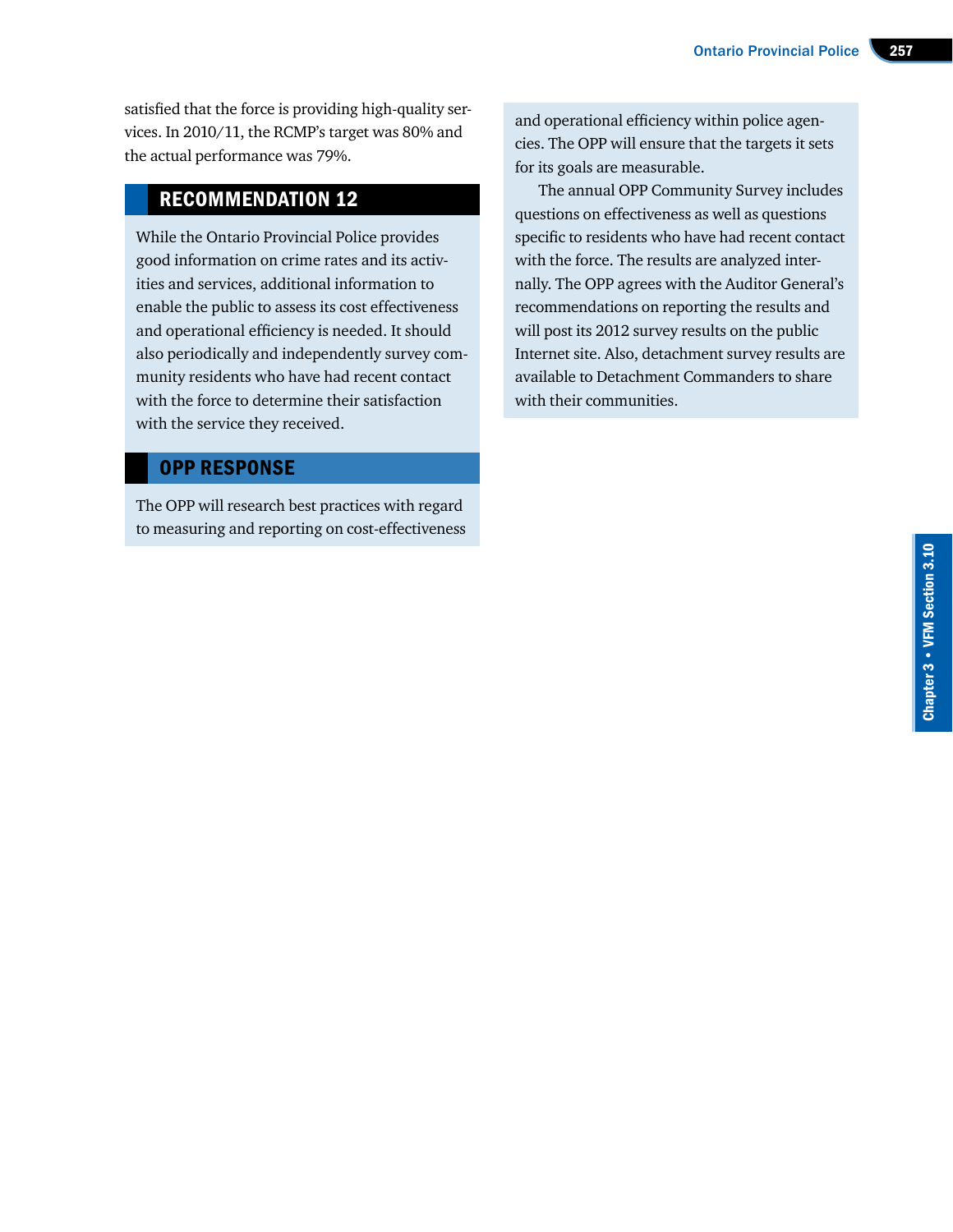satisfied that the force is providing high-quality services. In 2010/11, the RCMP's target was 80% and the actual performance was 79%.

## RECOMMENDATION 12

While the Ontario Provincial Police provides good information on crime rates and its activities and services, additional information to enable the public to assess its cost effectiveness and operational efficiency is needed. It should also periodically and independently survey community residents who have had recent contact with the force to determine their satisfaction with the service they received.

## OPP RESPONSE

The OPP will research best practices with regard to measuring and reporting on cost-effectiveness and operational efficiency within police agencies. The OPP will ensure that the targets it sets for its goals are measurable.

The annual OPP Community Survey includes questions on effectiveness as well as questions specific to residents who have had recent contact with the force. The results are analyzed internally. The OPP agrees with the Auditor General's recommendations on reporting the results and will post its 2012 survey results on the public Internet site. Also, detachment survey results are available to Detachment Commanders to share with their communities.